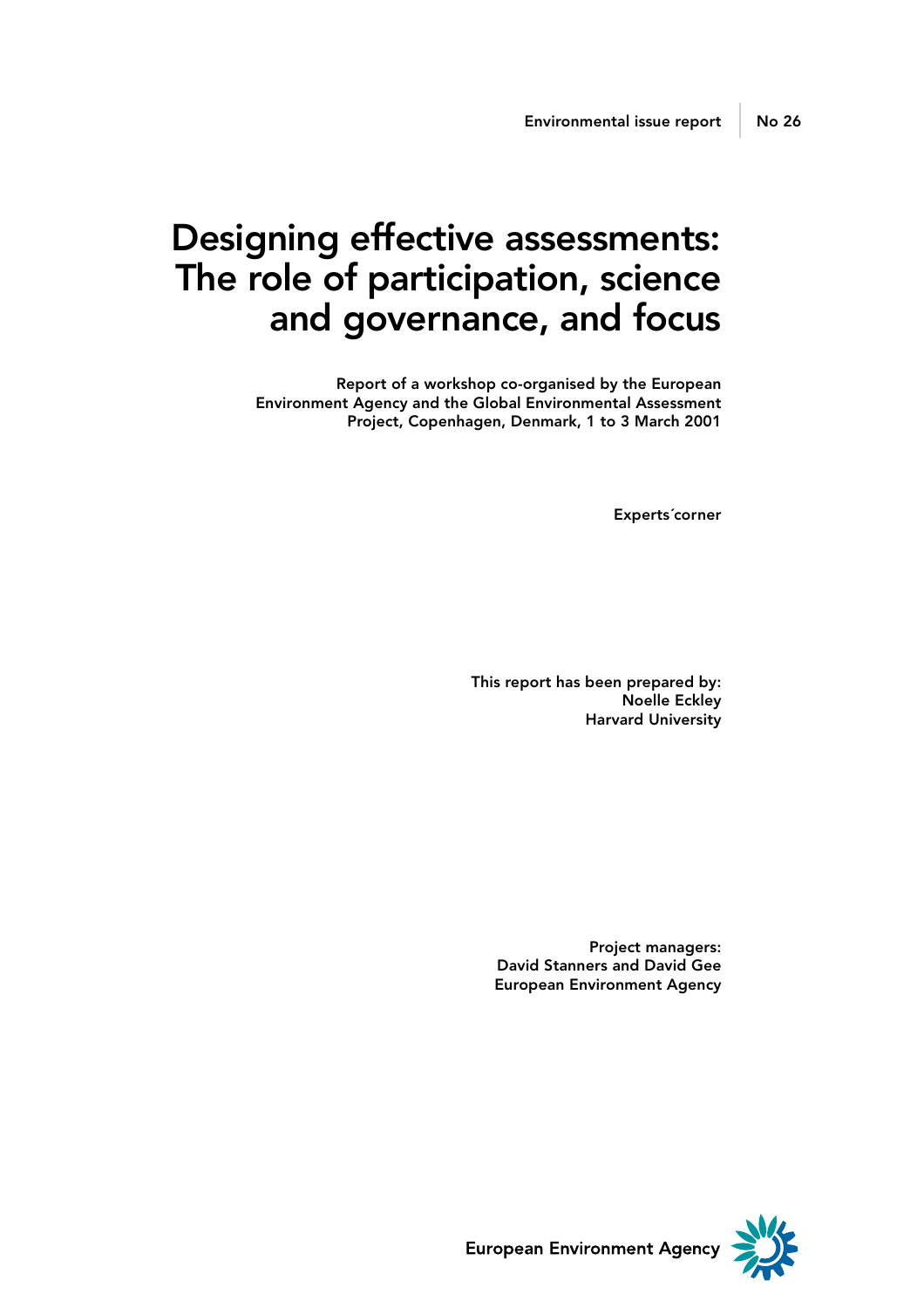Environmental issue report | No 26

# Designing effective assessments: The role of participation, science and governance, and focus

**Report of a workshop co-organised by the European Environment Agency and the Global Environmental Assessment Project, Copenhagen, Denmark, 1 to 3 March 2001**

**Experts´corner**

**This report has been prepared by:**
**Noelle Eckley**
**Harvard University**

**Project managers:**
**David Stanners and David Gee**
**European Environment Agency**

European Environment Agency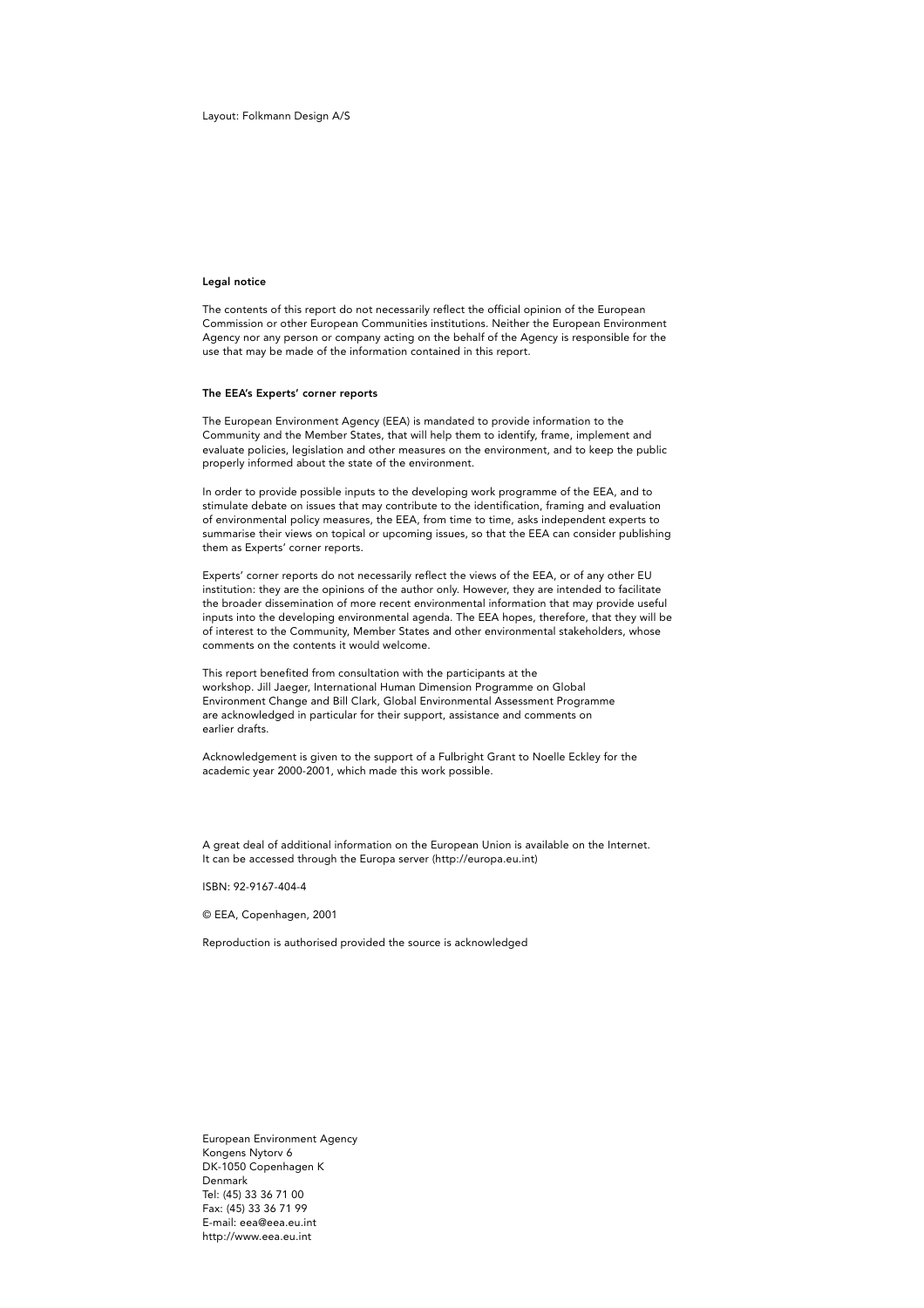Layout: Folkmann Design A/S

**Legal notice**

The contents of this report do not necessarily reflect the official opinion of the European Commission or other European Communities institutions. Neither the European Environment Agency nor any person or company acting on the behalf of the Agency is responsible for the use that may be made of the information contained in this report.

**The EEA's Experts' corner reports**

The European Environment Agency (EEA) is mandated to provide information to the Community and the Member States, that will help them to identify, frame, implement and evaluate policies, legislation and other measures on the environment, and to keep the public properly informed about the state of the environment.

In order to provide possible inputs to the developing work programme of the EEA, and to stimulate debate on issues that may contribute to the identification, framing and evaluation of environmental policy measures, the EEA, from time to time, asks independent experts to summarise their views on topical or upcoming issues, so that the EEA can consider publishing them as Experts' corner reports.

Experts' corner reports do not necessarily reflect the views of the EEA, or of any other EU institution: they are the opinions of the author only. However, they are intended to facilitate the broader dissemination of more recent environmental information that may provide useful inputs into the developing environmental agenda. The EEA hopes, therefore, that they will be of interest to the Community, Member States and other environmental stakeholders, whose comments on the contents it would welcome.

This report benefited from consultation with the participants at the workshop. Jill Jaeger, International Human Dimension Programme on Global Environment Change and Bill Clark, Global Environmental Assessment Programme are acknowledged in particular for their support, assistance and comments on earlier drafts.

Acknowledgement is given to the support of a Fulbright Grant to Noelle Eckley for the academic year 2000-2001, which made this work possible.

A great deal of additional information on the European Union is available on the Internet. It can be accessed through the Europa server (http://europa.eu.int)

ISBN: 92-9167-404-4

© EEA, Copenhagen, 2001

Reproduction is authorised provided the source is acknowledged

European Environment Agency
Kongens Nytorv 6
DK-1050 Copenhagen K
Denmark
Tel: (45) 33 36 71 00
Fax: (45) 33 36 71 99
E-mail: eea@eea.eu.int
http://www.eea.eu.int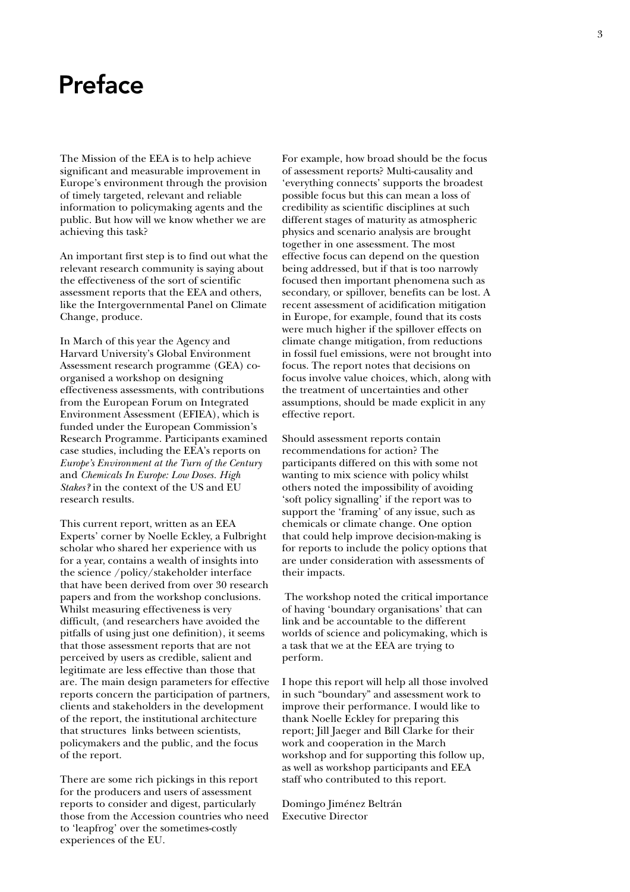# Preface

The Mission of the EEA is to help achieve significant and measurable improvement in Europe's environment through the provision of timely targeted, relevant and reliable information to policymaking agents and the public. But how will we know whether we are achieving this task?

An important first step is to find out what the relevant research community is saying about the effectiveness of the sort of scientific assessment reports that the EEA and others, like the Intergovernmental Panel on Climate Change, produce.

In March of this year the Agency and Harvard University's Global Environment Assessment research programme (GEA) co-organised a workshop on designing effectiveness assessments, with contributions from the European Forum on Integrated Environment Assessment (EFIEA), which is funded under the European Commission's Research Programme. Participants examined case studies, including the EEA's reports on *Europe's Environment at the Turn of the Century* and *Chemicals In Europe: Low Doses. High Stakes?* in the context of the US and EU research results.

This current report, written as an EEA Experts' corner by Noelle Eckley, a Fulbright scholar who shared her experience with us for a year, contains a wealth of insights into the science /policy/stakeholder interface that have been derived from over 30 research papers and from the workshop conclusions. Whilst measuring effectiveness is very difficult, (and researchers have avoided the pitfalls of using just one definition), it seems that those assessment reports that are not perceived by users as credible, salient and legitimate are less effective than those that are. The main design parameters for effective reports concern the participation of partners, clients and stakeholders in the development of the report, the institutional architecture that structures links between scientists, policymakers and the public, and the focus of the report.

There are some rich pickings in this report for the producers and users of assessment reports to consider and digest, particularly those from the Accession countries who need to 'leapfrog' over the sometimes-costly experiences of the EU.

For example, how broad should be the focus of assessment reports? Multi-causality and 'everything connects' supports the broadest possible focus but this can mean a loss of credibility as scientific disciplines at such different stages of maturity as atmospheric physics and scenario analysis are brought together in one assessment. The most effective focus can depend on the question being addressed, but if that is too narrowly focused then important phenomena such as secondary, or spillover, benefits can be lost. A recent assessment of acidification mitigation in Europe, for example, found that its costs were much higher if the spillover effects on climate change mitigation, from reductions in fossil fuel emissions, were not brought into focus. The report notes that decisions on focus involve value choices, which, along with the treatment of uncertainties and other assumptions, should be made explicit in any effective report.

Should assessment reports contain recommendations for action? The participants differed on this with some not wanting to mix science with policy whilst others noted the impossibility of avoiding 'soft policy signalling' if the report was to support the 'framing' of any issue, such as chemicals or climate change. One option that could help improve decision-making is for reports to include the policy options that are under consideration with assessments of their impacts.

The workshop noted the critical importance of having 'boundary organisations' that can link and be accountable to the different worlds of science and policymaking, which is a task that we at the EEA are trying to perform.

I hope this report will help all those involved in such "boundary" and assessment work to improve their performance. I would like to thank Noelle Eckley for preparing this report; Jill Jaeger and Bill Clarke for their work and cooperation in the March workshop and for supporting this follow up, as well as workshop participants and EEA staff who contributed to this report.

Domingo Jiménez Beltrán
Executive Director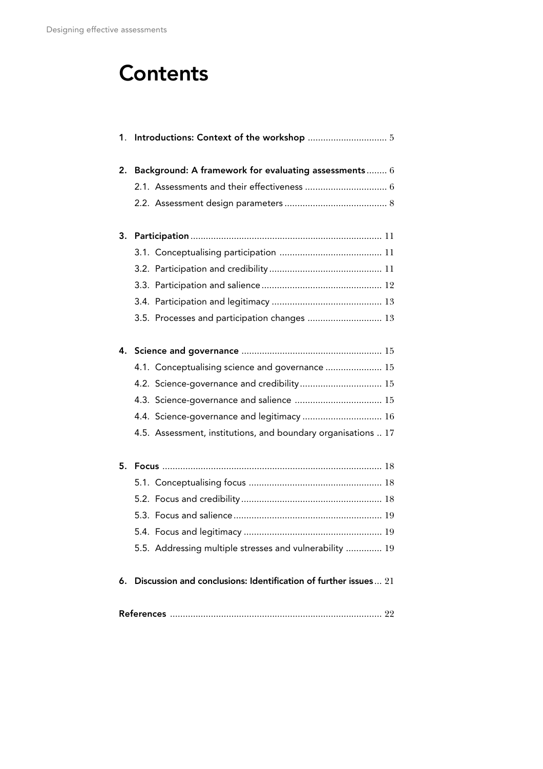# Contents

1. **Introductions: Context of the workshop** .............................. 5

2. **Background: A framework for evaluating assessments** ........ 6
   - 2.1. Assessments and their effectiveness ................................ 6
   - 2.2. Assessment design parameters ........................................ 8

3. **Participation** .......................................................................... 11
   - 3.1. Conceptualising participation ........................................ 11
   - 3.2. Participation and credibility ............................................ 11
   - 3.3. Participation and salience ............................................... 12
   - 3.4. Participation and legitimacy ........................................... 13
   - 3.5. Processes and participation changes ............................. 13

4. **Science and governance** ...................................................... 15
   - 4.1. Conceptualising science and governance ...................... 15
   - 4.2. Science-governance and credibility ................................ 15
   - 4.3. Science-governance and salience .................................. 15
   - 4.4. Science-governance and legitimacy ............................... 16
   - 4.5. Assessment, institutions, and boundary organisations .. 17

5. **Focus** ..................................................................................... 18
   - 5.1. Conceptualising focus .................................................... 18
   - 5.2. Focus and credibility ....................................................... 18
   - 5.3. Focus and salience .......................................................... 19
   - 5.4. Focus and legitimacy ...................................................... 19
   - 5.5. Addressing multiple stresses and vulnerability .............. 19

6. **Discussion and conclusions: Identification of further issues** ... 21

**References** .................................................................................. 22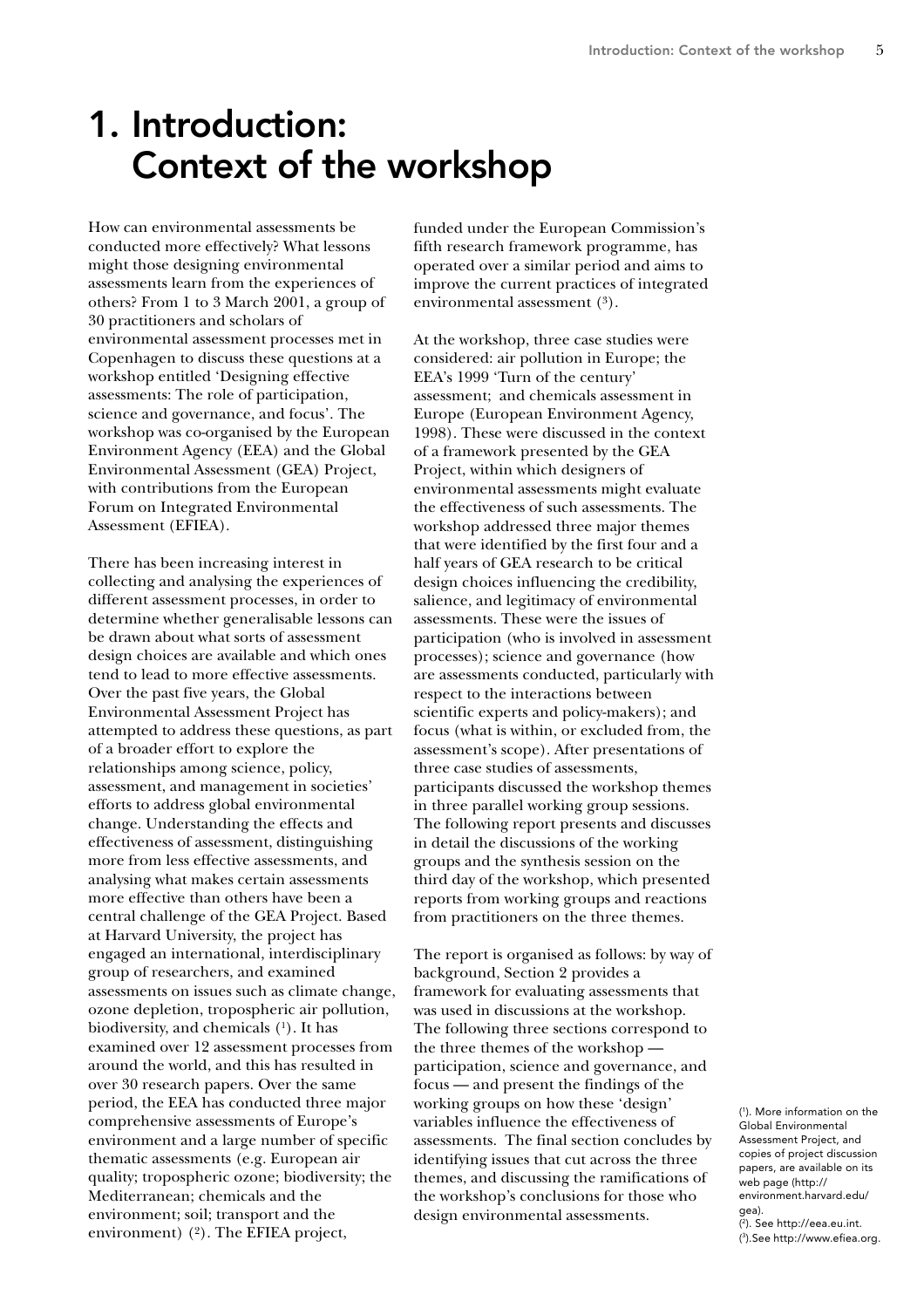# 1. Introduction: Context of the workshop

How can environmental assessments be conducted more effectively? What lessons might those designing environmental assessments learn from the experiences of others? From 1 to 3 March 2001, a group of 30 practitioners and scholars of environmental assessment processes met in Copenhagen to discuss these questions at a workshop entitled 'Designing effective assessments: The role of participation, science and governance, and focus'. The workshop was co-organised by the European Environment Agency (EEA) and the Global Environmental Assessment (GEA) Project, with contributions from the European Forum on Integrated Environmental Assessment (EFIEA).

There has been increasing interest in collecting and analysing the experiences of different assessment processes, in order to determine whether generalisable lessons can be drawn about what sorts of assessment design choices are available and which ones tend to lead to more effective assessments. Over the past five years, the Global Environmental Assessment Project has attempted to address these questions, as part of a broader effort to explore the relationships among science, policy, assessment, and management in societies' efforts to address global environmental change. Understanding the effects and effectiveness of assessment, distinguishing more from less effective assessments, and analysing what makes certain assessments more effective than others have been a central challenge of the GEA Project. Based at Harvard University, the project has engaged an international, interdisciplinary group of researchers, and examined assessments on issues such as climate change, ozone depletion, tropospheric air pollution, biodiversity, and chemicals ([1]). It has examined over 12 assessment processes from around the world, and this has resulted in over 30 research papers. Over the same period, the EEA has conducted three major comprehensive assessments of Europe's environment and a large number of specific thematic assessments (e.g. European air quality; tropospheric ozone; biodiversity; the Mediterranean; chemicals and the environment; soil; transport and the environment) ([2]). The EFIEA project, funded under the European Commission's fifth research framework programme, has operated over a similar period and aims to improve the current practices of integrated environmental assessment ([3]).

At the workshop, three case studies were considered: air pollution in Europe; the EEA's 1999 'Turn of the century' assessment; and chemicals assessment in Europe (European Environment Agency, 1998). These were discussed in the context of a framework presented by the GEA Project, within which designers of environmental assessments might evaluate the effectiveness of such assessments. The workshop addressed three major themes that were identified by the first four and a half years of GEA research to be critical design choices influencing the credibility, salience, and legitimacy of environmental assessments. These were the issues of participation (who is involved in assessment processes); science and governance (how are assessments conducted, particularly with respect to the interactions between scientific experts and policy-makers); and focus (what is within, or excluded from, the assessment's scope). After presentations of three case studies of assessments, participants discussed the workshop themes in three parallel working group sessions. The following report presents and discusses in detail the discussions of the working groups and the synthesis session on the third day of the workshop, which presented reports from working groups and reactions from practitioners on the three themes.

The report is organised as follows: by way of background, Section 2 provides a framework for evaluating assessments that was used in discussions at the workshop. The following three sections correspond to the three themes of the workshop — participation, science and governance, and focus — and present the findings of the working groups on how these 'design' variables influence the effectiveness of assessments. The final section concludes by identifying issues that cut across the three themes, and discussing the ramifications of the workshop's conclusions for those who design environmental assessments.

([1]). More information on the Global Environmental Assessment Project, and copies of project discussion papers, are available on its web page (http://environment.harvard.edu/gea).
([2]). See http://eea.eu.int.
([3]).See http://www.efiea.org.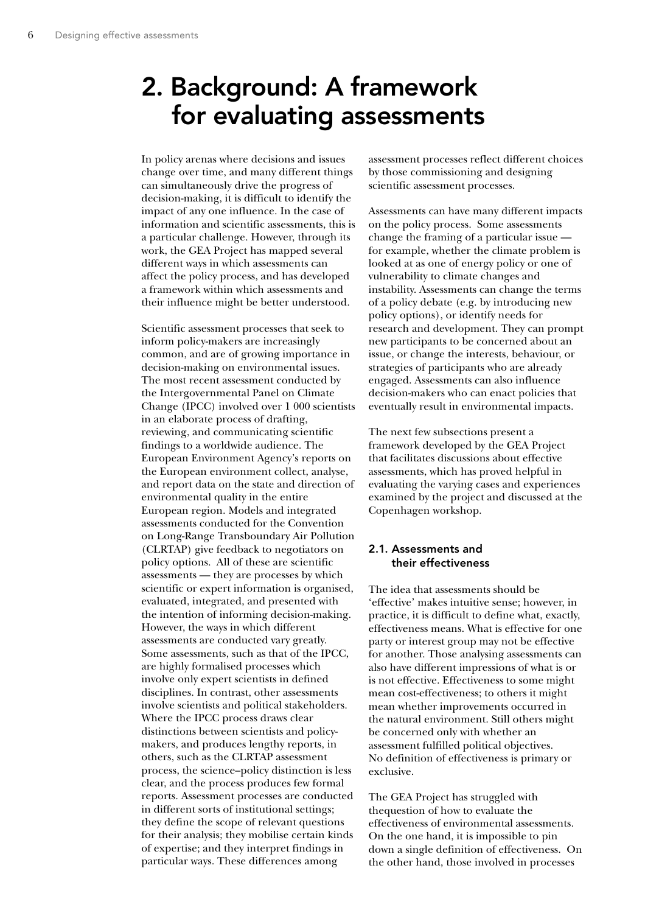# 2. Background: A framework for evaluating assessments

In policy arenas where decisions and issues change over time, and many different things can simultaneously drive the progress of decision-making, it is difficult to identify the impact of any one influence. In the case of information and scientific assessments, this is a particular challenge. However, through its work, the GEA Project has mapped several different ways in which assessments can affect the policy process, and has developed a framework within which assessments and their influence might be better understood.

Scientific assessment processes that seek to inform policy-makers are increasingly common, and are of growing importance in decision-making on environmental issues. The most recent assessment conducted by the Intergovernmental Panel on Climate Change (IPCC) involved over 1 000 scientists in an elaborate process of drafting, reviewing, and communicating scientific findings to a worldwide audience. The European Environment Agency's reports on the European environment collect, analyse, and report data on the state and direction of environmental quality in the entire European region. Models and integrated assessments conducted for the Convention on Long-Range Transboundary Air Pollution (CLRTAP) give feedback to negotiators on policy options. All of these are scientific assessments — they are processes by which scientific or expert information is organised, evaluated, integrated, and presented with the intention of informing decision-making. However, the ways in which different assessments are conducted vary greatly. Some assessments, such as that of the IPCC, are highly formalised processes which involve only expert scientists in defined disciplines. In contrast, other assessments involve scientists and political stakeholders. Where the IPCC process draws clear distinctions between scientists and policy-makers, and produces lengthy reports, in others, such as the CLRTAP assessment process, the science–policy distinction is less clear, and the process produces few formal reports. Assessment processes are conducted in different sorts of institutional settings; they define the scope of relevant questions for their analysis; they mobilise certain kinds of expertise; and they interpret findings in particular ways. These differences among assessment processes reflect different choices by those commissioning and designing scientific assessment processes.

Assessments can have many different impacts on the policy process. Some assessments change the framing of a particular issue — for example, whether the climate problem is looked at as one of energy policy or one of vulnerability to climate changes and instability. Assessments can change the terms of a policy debate (e.g. by introducing new policy options), or identify needs for research and development. They can prompt new participants to be concerned about an issue, or change the interests, behaviour, or strategies of participants who are already engaged. Assessments can also influence decision-makers who can enact policies that eventually result in environmental impacts.

The next few subsections present a framework developed by the GEA Project that facilitates discussions about effective assessments, which has proved helpful in evaluating the varying cases and experiences examined by the project and discussed at the Copenhagen workshop.

## 2.1. Assessments and their effectiveness

The idea that assessments should be 'effective' makes intuitive sense; however, in practice, it is difficult to define what, exactly, effectiveness means. What is effective for one party or interest group may not be effective for another. Those analysing assessments can also have different impressions of what is or is not effective. Effectiveness to some might mean cost-effectiveness; to others it might mean whether improvements occurred in the natural environment. Still others might be concerned only with whether an assessment fulfilled political objectives. No definition of effectiveness is primary or exclusive.

The GEA Project has struggled with thequestion of how to evaluate the effectiveness of environmental assessments. On the one hand, it is impossible to pin down a single definition of effectiveness. On the other hand, those involved in processes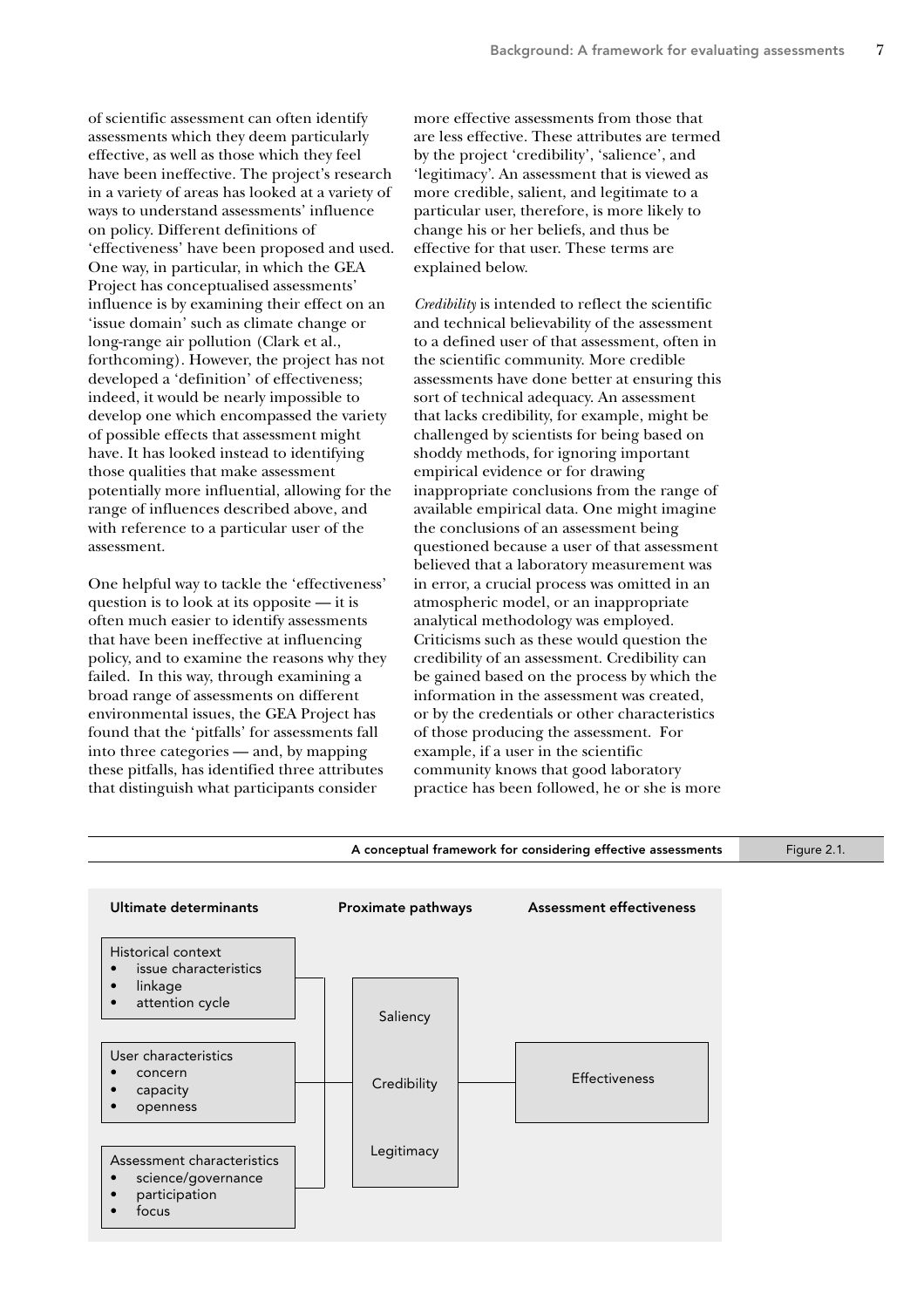of scientific assessment can often identify assessments which they deem particularly effective, as well as those which they feel have been ineffective. The project's research in a variety of areas has looked at a variety of ways to understand assessments' influence on policy. Different definitions of 'effectiveness' have been proposed and used. One way, in particular, in which the GEA Project has conceptualised assessments' influence is by examining their effect on an 'issue domain' such as climate change or long-range air pollution (Clark et al., forthcoming). However, the project has not developed a 'definition' of effectiveness; indeed, it would be nearly impossible to develop one which encompassed the variety of possible effects that assessment might have. It has looked instead to identifying those qualities that make assessment potentially more influential, allowing for the range of influences described above, and with reference to a particular user of the assessment.

One helpful way to tackle the 'effectiveness' question is to look at its opposite — it is often much easier to identify assessments that have been ineffective at influencing policy, and to examine the reasons why they failed. In this way, through examining a broad range of assessments on different environmental issues, the GEA Project has found that the 'pitfalls' for assessments fall into three categories — and, by mapping these pitfalls, has identified three attributes that distinguish what participants consider more effective assessments from those that are less effective. These attributes are termed by the project 'credibility', 'salience', and 'legitimacy'. An assessment that is viewed as more credible, salient, and legitimate to a particular user, therefore, is more likely to change his or her beliefs, and thus be effective for that user. These terms are explained below.

*Credibility* is intended to reflect the scientific and technical believability of the assessment to a defined user of that assessment, often in the scientific community. More credible assessments have done better at ensuring this sort of technical adequacy. An assessment that lacks credibility, for example, might be challenged by scientists for being based on shoddy methods, for ignoring important empirical evidence or for drawing inappropriate conclusions from the range of available empirical data. One might imagine the conclusions of an assessment being questioned because a user of that assessment believed that a laboratory measurement was in error, a crucial process was omitted in an atmospheric model, or an inappropriate analytical methodology was employed. Criticisms such as these would question the credibility of an assessment. Credibility can be gained based on the process by which the information in the assessment was created, or by the credentials or other characteristics of those producing the assessment. For example, if a user in the scientific community knows that good laboratory practice has been followed, he or she is more

**Figure 2.1.** A conceptual framework for considering effective assessments

| Ultimate determinants | Proximate pathways | Assessment effectiveness |
|---|---|---|
| Historical context<br>• issue characteristics<br>• linkage<br>• attention cycle | Saliency | |
| User characteristics<br>• concern<br>• capacity<br>• openness | Credibility | Effectiveness |
| Assessment characteristics<br>• science/governance<br>• participation<br>• focus | Legitimacy | |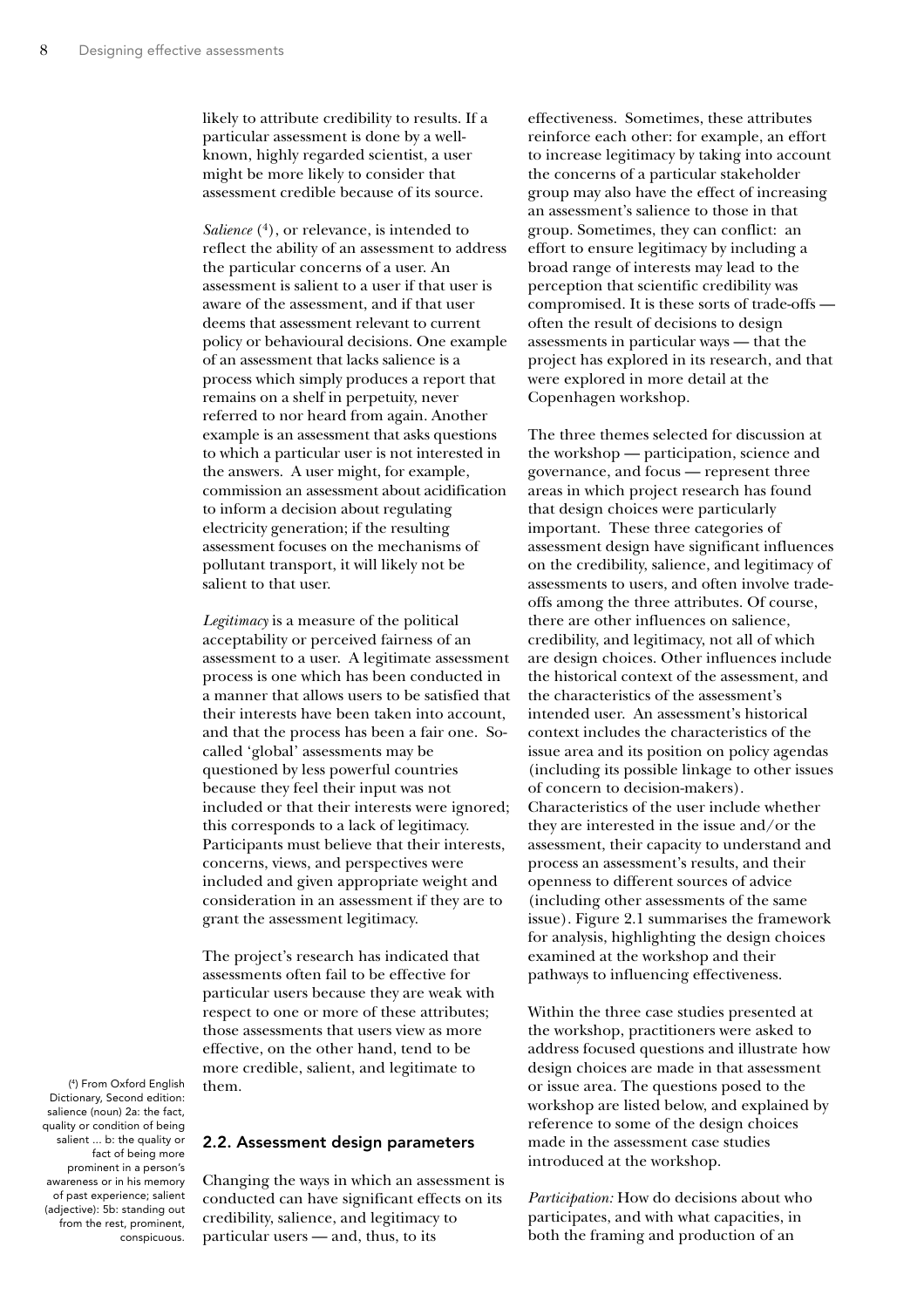likely to attribute credibility to results. If a particular assessment is done by a well-known, highly regarded scientist, a user might be more likely to consider that assessment credible because of its source.

*Salience* ([4]), or relevance, is intended to reflect the ability of an assessment to address the particular concerns of a user. An assessment is salient to a user if that user is aware of the assessment, and if that user deems that assessment relevant to current policy or behavioural decisions. One example of an assessment that lacks salience is a process which simply produces a report that remains on a shelf in perpetuity, never referred to nor heard from again. Another example is an assessment that asks questions to which a particular user is not interested in the answers. A user might, for example, commission an assessment about acidification to inform a decision about regulating electricity generation; if the resulting assessment focuses on the mechanisms of pollutant transport, it will likely not be salient to that user.

*Legitimacy* is a measure of the political acceptability or perceived fairness of an assessment to a user. A legitimate assessment process is one which has been conducted in a manner that allows users to be satisfied that their interests have been taken into account, and that the process has been a fair one. So-called 'global' assessments may be questioned by less powerful countries because they feel their input was not included or that their interests were ignored; this corresponds to a lack of legitimacy. Participants must believe that their interests, concerns, views, and perspectives were included and given appropriate weight and consideration in an assessment if they are to grant the assessment legitimacy.

The project's research has indicated that assessments often fail to be effective for particular users because they are weak with respect to one or more of these attributes; those assessments that users view as more effective, on the other hand, tend to be more credible, salient, and legitimate to them.

([4]) From Oxford English Dictionary, Second edition: salience (noun) 2a: the fact, quality or condition of being salient ... b: the quality or fact of being more prominent in a person's awareness or in his memory of past experience; salient (adjective): 5b: standing out from the rest, prominent, conspicuous.

## 2.2. Assessment design parameters

Changing the ways in which an assessment is conducted can have significant effects on its credibility, salience, and legitimacy to particular users — and, thus, to its effectiveness. Sometimes, these attributes reinforce each other: for example, an effort to increase legitimacy by taking into account the concerns of a particular stakeholder group may also have the effect of increasing an assessment's salience to those in that group. Sometimes, they can conflict: an effort to ensure legitimacy by including a broad range of interests may lead to the perception that scientific credibility was compromised. It is these sorts of trade-offs — often the result of decisions to design assessments in particular ways — that the project has explored in its research, and that were explored in more detail at the Copenhagen workshop.

The three themes selected for discussion at the workshop — participation, science and governance, and focus — represent three areas in which project research has found that design choices were particularly important. These three categories of assessment design have significant influences on the credibility, salience, and legitimacy of assessments to users, and often involve trade-offs among the three attributes. Of course, there are other influences on salience, credibility, and legitimacy, not all of which are design choices. Other influences include the historical context of the assessment, and the characteristics of the assessment's intended user. An assessment's historical context includes the characteristics of the issue area and its position on policy agendas (including its possible linkage to other issues of concern to decision-makers). Characteristics of the user include whether they are interested in the issue and/or the assessment, their capacity to understand and process an assessment's results, and their openness to different sources of advice (including other assessments of the same issue). Figure 2.1 summarises the framework for analysis, highlighting the design choices examined at the workshop and their pathways to influencing effectiveness.

Within the three case studies presented at the workshop, practitioners were asked to address focused questions and illustrate how design choices are made in that assessment or issue area. The questions posed to the workshop are listed below, and explained by reference to some of the design choices made in the assessment case studies introduced at the workshop.

*Participation:* How do decisions about who participates, and with what capacities, in both the framing and production of an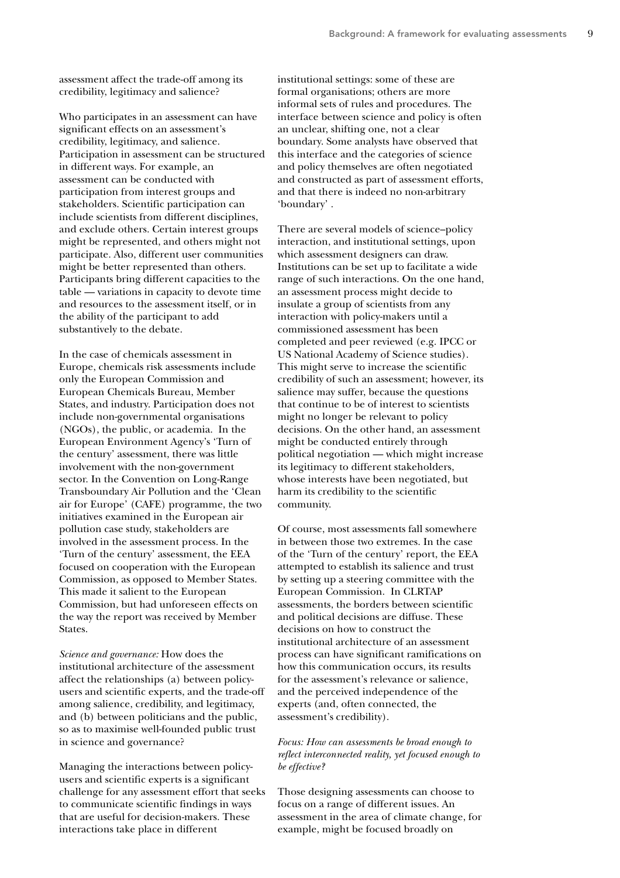assessment affect the trade-off among its credibility, legitimacy and salience?

Who participates in an assessment can have significant effects on an assessment's credibility, legitimacy, and salience. Participation in assessment can be structured in different ways. For example, an assessment can be conducted with participation from interest groups and stakeholders. Scientific participation can include scientists from different disciplines, and exclude others. Certain interest groups might be represented, and others might not participate. Also, different user communities might be better represented than others. Participants bring different capacities to the table — variations in capacity to devote time and resources to the assessment itself, or in the ability of the participant to add substantively to the debate.

In the case of chemicals assessment in Europe, chemicals risk assessments include only the European Commission and European Chemicals Bureau, Member States, and industry. Participation does not include non-governmental organisations (NGOs), the public, or academia. In the European Environment Agency's 'Turn of the century' assessment, there was little involvement with the non-government sector. In the Convention on Long-Range Transboundary Air Pollution and the 'Clean air for Europe' (CAFE) programme, the two initiatives examined in the European air pollution case study, stakeholders are involved in the assessment process. In the 'Turn of the century' assessment, the EEA focused on cooperation with the European Commission, as opposed to Member States. This made it salient to the European Commission, but had unforeseen effects on the way the report was received by Member States.

*Science and governance:* How does the institutional architecture of the assessment affect the relationships (a) between policy-users and scientific experts, and the trade-off among salience, credibility, and legitimacy, and (b) between politicians and the public, so as to maximise well-founded public trust in science and governance?

Managing the interactions between policy-users and scientific experts is a significant challenge for any assessment effort that seeks to communicate scientific findings in ways that are useful for decision-makers. These interactions take place in different institutional settings: some of these are formal organisations; others are more informal sets of rules and procedures. The interface between science and policy is often an unclear, shifting one, not a clear boundary. Some analysts have observed that this interface and the categories of science and policy themselves are often negotiated and constructed as part of assessment efforts, and that there is indeed no non-arbitrary 'boundary' .

There are several models of science–policy interaction, and institutional settings, upon which assessment designers can draw. Institutions can be set up to facilitate a wide range of such interactions. On the one hand, an assessment process might decide to insulate a group of scientists from any interaction with policy-makers until a commissioned assessment has been completed and peer reviewed (e.g. IPCC or US National Academy of Science studies). This might serve to increase the scientific credibility of such an assessment; however, its salience may suffer, because the questions that continue to be of interest to scientists might no longer be relevant to policy decisions. On the other hand, an assessment might be conducted entirely through political negotiation — which might increase its legitimacy to different stakeholders, whose interests have been negotiated, but harm its credibility to the scientific community.

Of course, most assessments fall somewhere in between those two extremes. In the case of the 'Turn of the century' report, the EEA attempted to establish its salience and trust by setting up a steering committee with the European Commission. In CLRTAP assessments, the borders between scientific and political decisions are diffuse. These decisions on how to construct the institutional architecture of an assessment process can have significant ramifications on how this communication occurs, its results for the assessment's relevance or salience, and the perceived independence of the experts (and, often connected, the assessment's credibility).

*Focus: How can assessments be broad enough to reflect interconnected reality, yet focused enough to be effective?*

Those designing assessments can choose to focus on a range of different issues. An assessment in the area of climate change, for example, might be focused broadly on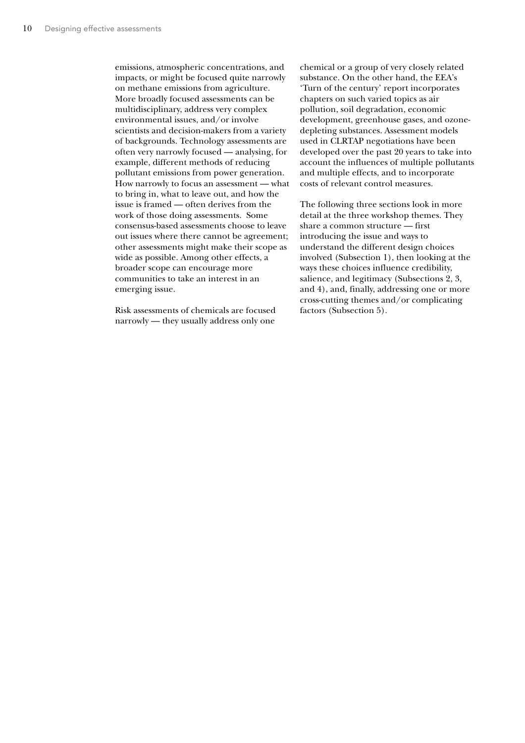emissions, atmospheric concentrations, and impacts, or might be focused quite narrowly on methane emissions from agriculture. More broadly focused assessments can be multidisciplinary, address very complex environmental issues, and/or involve scientists and decision-makers from a variety of backgrounds. Technology assessments are often very narrowly focused — analysing, for example, different methods of reducing pollutant emissions from power generation. How narrowly to focus an assessment — what to bring in, what to leave out, and how the issue is framed — often derives from the work of those doing assessments. Some consensus-based assessments choose to leave out issues where there cannot be agreement; other assessments might make their scope as wide as possible. Among other effects, a broader scope can encourage more communities to take an interest in an emerging issue.

Risk assessments of chemicals are focused narrowly — they usually address only one chemical or a group of very closely related substance. On the other hand, the EEA's 'Turn of the century' report incorporates chapters on such varied topics as air pollution, soil degradation, economic development, greenhouse gases, and ozone-depleting substances. Assessment models used in CLRTAP negotiations have been developed over the past 20 years to take into account the influences of multiple pollutants and multiple effects, and to incorporate costs of relevant control measures.

The following three sections look in more detail at the three workshop themes. They share a common structure — first introducing the issue and ways to understand the different design choices involved (Subsection 1), then looking at the ways these choices influence credibility, salience, and legitimacy (Subsections 2, 3, and 4), and, finally, addressing one or more cross-cutting themes and/or complicating factors (Subsection 5).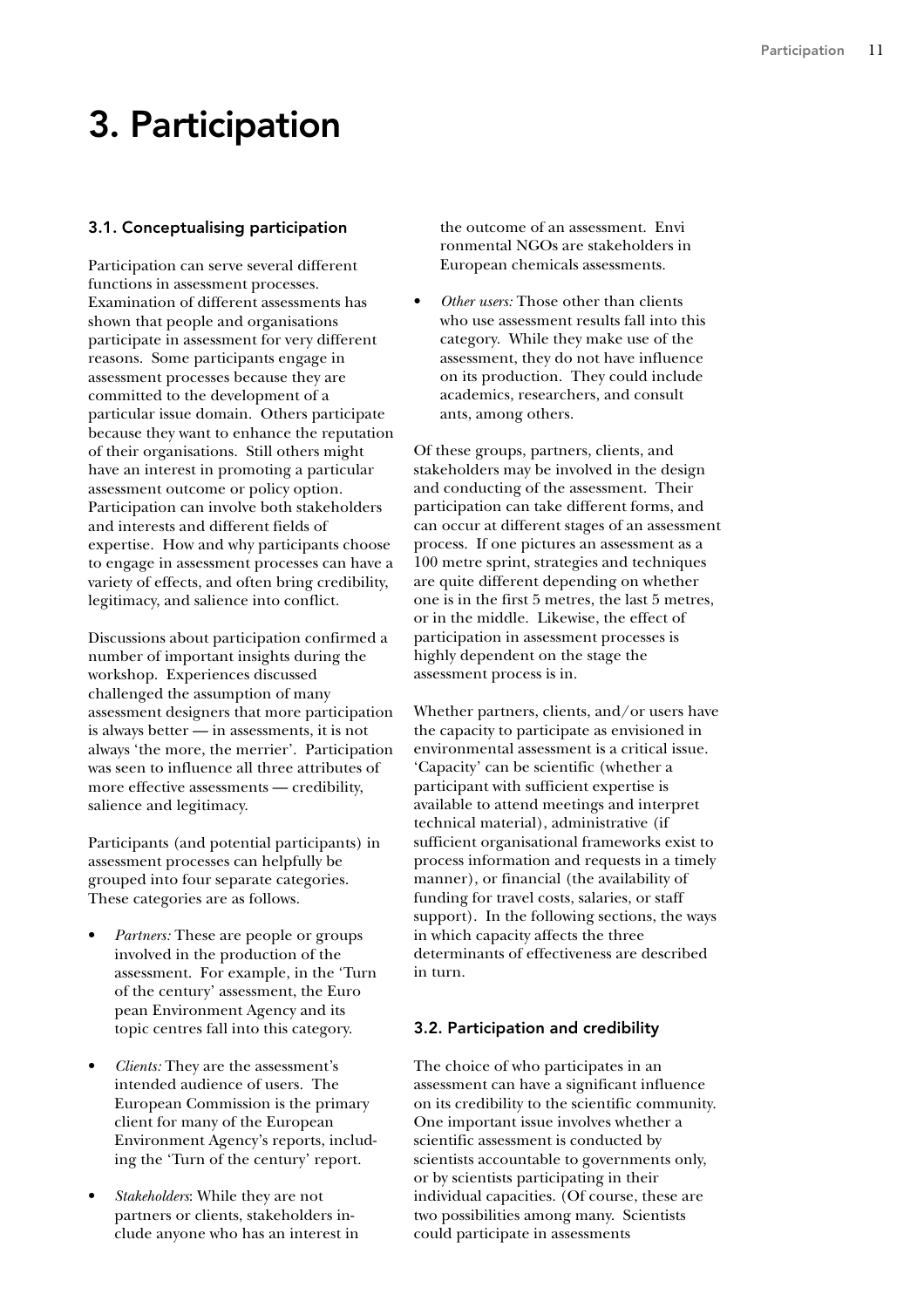# 3. Participation

### 3.1. Conceptualising participation

Participation can serve several different functions in assessment processes. Examination of different assessments has shown that people and organisations participate in assessment for very different reasons. Some participants engage in assessment processes because they are committed to the development of a particular issue domain. Others participate because they want to enhance the reputation of their organisations. Still others might have an interest in promoting a particular assessment outcome or policy option. Participation can involve both stakeholders and interests and different fields of expertise. How and why participants choose to engage in assessment processes can have a variety of effects, and often bring credibility, legitimacy, and salience into conflict.

Discussions about participation confirmed a number of important insights during the workshop. Experiences discussed challenged the assumption of many assessment designers that more participation is always better — in assessments, it is not always 'the more, the merrier'. Participation was seen to influence all three attributes of more effective assessments — credibility, salience and legitimacy.

Participants (and potential participants) in assessment processes can helpfully be grouped into four separate categories. These categories are as follows.

- *Partners:* These are people or groups involved in the production of the assessment. For example, in the 'Turn of the century' assessment, the European Environment Agency and its topic centres fall into this category.
- *Clients:* They are the assessment's intended audience of users. The European Commission is the primary client for many of the European Environment Agency's reports, including the 'Turn of the century' report.
- *Stakeholders*: While they are not partners or clients, stakeholders include anyone who has an interest in the outcome of an assessment. Environmental NGOs are stakeholders in European chemicals assessments.
- *Other users:* Those other than clients who use assessment results fall into this category. While they make use of the assessment, they do not have influence on its production. They could include academics, researchers, and consultants, among others.

Of these groups, partners, clients, and stakeholders may be involved in the design and conducting of the assessment. Their participation can take different forms, and can occur at different stages of an assessment process. If one pictures an assessment as a 100 metre sprint, strategies and techniques are quite different depending on whether one is in the first 5 metres, the last 5 metres, or in the middle. Likewise, the effect of participation in assessment processes is highly dependent on the stage the assessment process is in.

Whether partners, clients, and/or users have the capacity to participate as envisioned in environmental assessment is a critical issue. 'Capacity' can be scientific (whether a participant with sufficient expertise is available to attend meetings and interpret technical material), administrative (if sufficient organisational frameworks exist to process information and requests in a timely manner), or financial (the availability of funding for travel costs, salaries, or staff support). In the following sections, the ways in which capacity affects the three determinants of effectiveness are described in turn.

### 3.2. Participation and credibility

The choice of who participates in an assessment can have a significant influence on its credibility to the scientific community. One important issue involves whether a scientific assessment is conducted by scientists accountable to governments only, or by scientists participating in their individual capacities. (Of course, these are two possibilities among many. Scientists could participate in assessments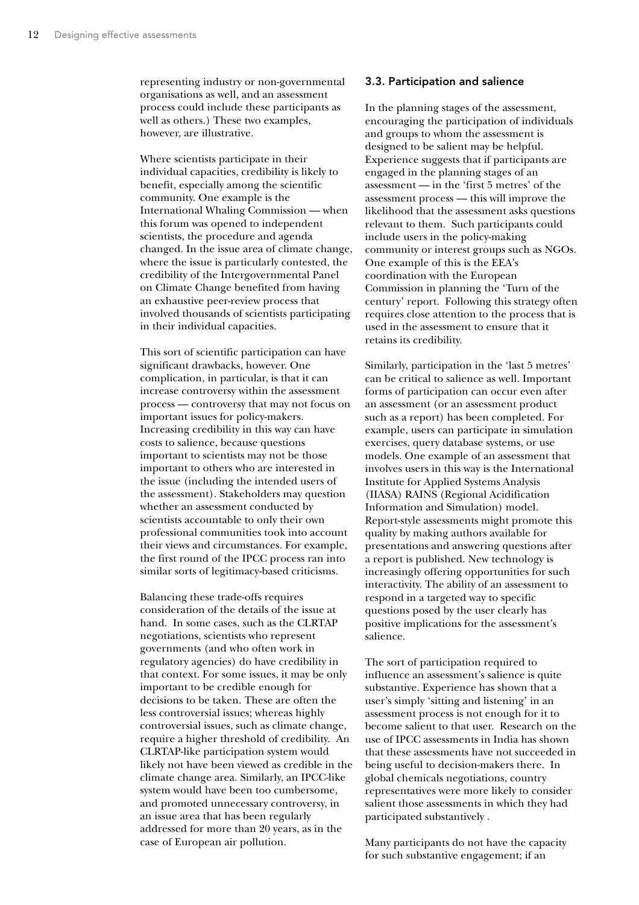representing industry or non-governmental organisations as well, and an assessment process could include these participants as well as others.) These two examples, however, are illustrative.

Where scientists participate in their individual capacities, credibility is likely to benefit, especially among the scientific community. One example is the International Whaling Commission — when this forum was opened to independent scientists, the procedure and agenda changed. In the issue area of climate change, where the issue is particularly contested, the credibility of the Intergovernmental Panel on Climate Change benefited from having an exhaustive peer-review process that involved thousands of scientists participating in their individual capacities.

This sort of scientific participation can have significant drawbacks, however. One complication, in particular, is that it can increase controversy within the assessment process — controversy that may not focus on important issues for policy-makers. Increasing credibility in this way can have costs to salience, because questions important to scientists may not be those important to others who are interested in the issue (including the intended users of the assessment). Stakeholders may question whether an assessment conducted by scientists accountable to only their own professional communities took into account their views and circumstances. For example, the first round of the IPCC process ran into similar sorts of legitimacy-based criticisms.

Balancing these trade-offs requires consideration of the details of the issue at hand. In some cases, such as the CLRTAP negotiations, scientists who represent governments (and who often work in regulatory agencies) do have credibility in that context. For some issues, it may be only important to be credible enough for decisions to be taken. These are often the less controversial issues; whereas highly controversial issues, such as climate change, require a higher threshold of credibility. An CLRTAP-like participation system would likely not have been viewed as credible in the climate change area. Similarly, an IPCC-like system would have been too cumbersome, and promoted unnecessary controversy, in an issue area that has been regularly addressed for more than 20 years, as in the case of European air pollution.

### 3.3. Participation and salience

In the planning stages of the assessment, encouraging the participation of individuals and groups to whom the assessment is designed to be salient may be helpful. Experience suggests that if participants are engaged in the planning stages of an assessment — in the 'first 5 metres' of the assessment process — this will improve the likelihood that the assessment asks questions relevant to them. Such participants could include users in the policy-making community or interest groups such as NGOs. One example of this is the EEA's coordination with the European Commission in planning the 'Turn of the century' report. Following this strategy often requires close attention to the process that is used in the assessment to ensure that it retains its credibility.

Similarly, participation in the 'last 5 metres' can be critical to salience as well. Important forms of participation can occur even after an assessment (or an assessment product such as a report) has been completed. For example, users can participate in simulation exercises, query database systems, or use models. One example of an assessment that involves users in this way is the International Institute for Applied Systems Analysis (IIASA) RAINS (Regional Acidification Information and Simulation) model. Report-style assessments might promote this quality by making authors available for presentations and answering questions after a report is published. New technology is increasingly offering opportunities for such interactivity. The ability of an assessment to respond in a targeted way to specific questions posed by the user clearly has positive implications for the assessment's salience.

The sort of participation required to influence an assessment's salience is quite substantive. Experience has shown that a user's simply 'sitting and listening' in an assessment process is not enough for it to become salient to that user. Research on the use of IPCC assessments in India has shown that these assessments have not succeeded in being useful to decision-makers there. In global chemicals negotiations, country representatives were more likely to consider salient those assessments in which they had participated substantively .

Many participants do not have the capacity for such substantive engagement; if an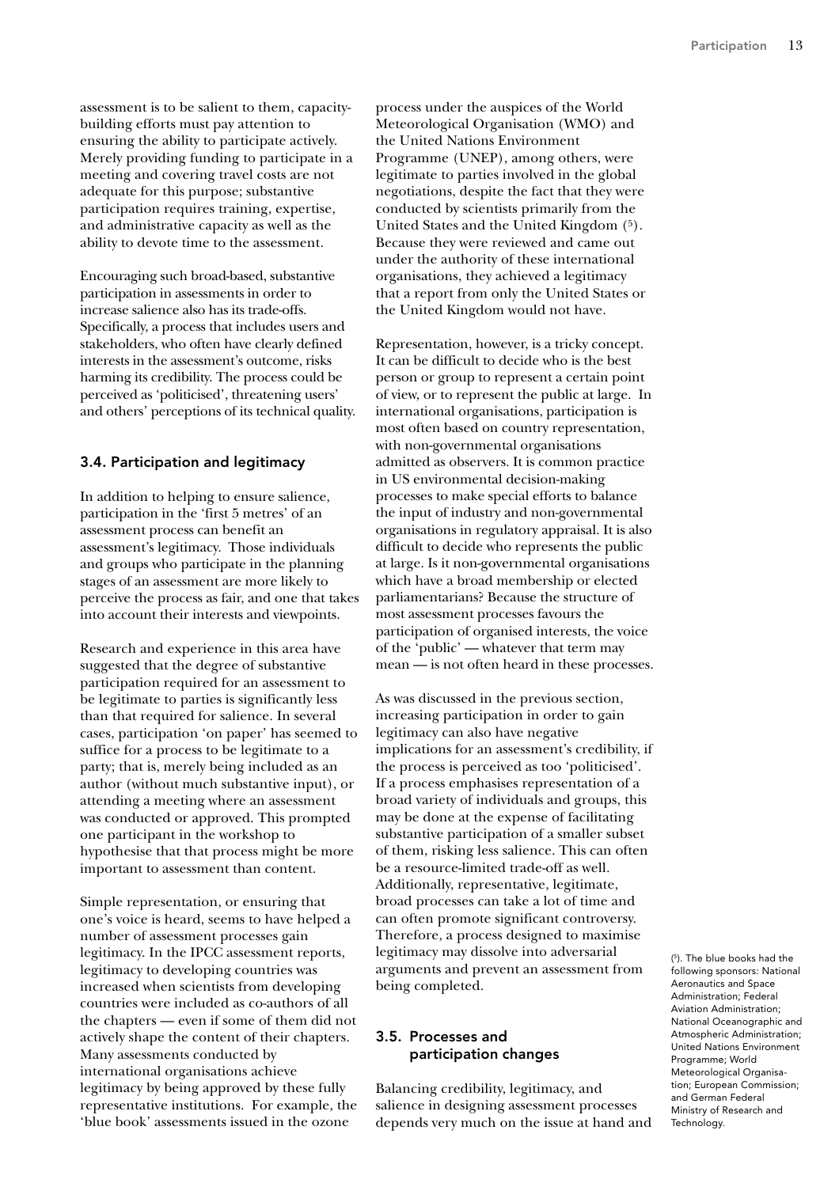assessment is to be salient to them, capacity-building efforts must pay attention to ensuring the ability to participate actively. Merely providing funding to participate in a meeting and covering travel costs are not adequate for this purpose; substantive participation requires training, expertise, and administrative capacity as well as the ability to devote time to the assessment.

Encouraging such broad-based, substantive participation in assessments in order to increase salience also has its trade-offs. Specifically, a process that includes users and stakeholders, who often have clearly defined interests in the assessment's outcome, risks harming its credibility. The process could be perceived as 'politicised', threatening users' and others' perceptions of its technical quality.

### 3.4. Participation and legitimacy

In addition to helping to ensure salience, participation in the 'first 5 metres' of an assessment process can benefit an assessment's legitimacy. Those individuals and groups who participate in the planning stages of an assessment are more likely to perceive the process as fair, and one that takes into account their interests and viewpoints.

Research and experience in this area have suggested that the degree of substantive participation required for an assessment to be legitimate to parties is significantly less than that required for salience. In several cases, participation 'on paper' has seemed to suffice for a process to be legitimate to a party; that is, merely being included as an author (without much substantive input), or attending a meeting where an assessment was conducted or approved. This prompted one participant in the workshop to hypothesise that that process might be more important to assessment than content.

Simple representation, or ensuring that one's voice is heard, seems to have helped a number of assessment processes gain legitimacy. In the IPCC assessment reports, legitimacy to developing countries was increased when scientists from developing countries were included as co-authors of all the chapters — even if some of them did not actively shape the content of their chapters. Many assessments conducted by international organisations achieve legitimacy by being approved by these fully representative institutions. For example, the 'blue book' assessments issued in the ozone process under the auspices of the World Meteorological Organisation (WMO) and the United Nations Environment Programme (UNEP), among others, were legitimate to parties involved in the global negotiations, despite the fact that they were conducted by scientists primarily from the United States and the United Kingdom ([5]). Because they were reviewed and came out under the authority of these international organisations, they achieved a legitimacy that a report from only the United States or the United Kingdom would not have.

Representation, however, is a tricky concept. It can be difficult to decide who is the best person or group to represent a certain point of view, or to represent the public at large. In international organisations, participation is most often based on country representation, with non-governmental organisations admitted as observers. It is common practice in US environmental decision-making processes to make special efforts to balance the input of industry and non-governmental organisations in regulatory appraisal. It is also difficult to decide who represents the public at large. Is it non-governmental organisations which have a broad membership or elected parliamentarians? Because the structure of most assessment processes favours the participation of organised interests, the voice of the 'public' — whatever that term may mean — is not often heard in these processes.

As was discussed in the previous section, increasing participation in order to gain legitimacy can also have negative implications for an assessment's credibility, if the process is perceived as too 'politicised'. If a process emphasises representation of a broad variety of individuals and groups, this may be done at the expense of facilitating substantive participation of a smaller subset of them, risking less salience. This can often be a resource-limited trade-off as well. Additionally, representative, legitimate, broad processes can take a lot of time and can often promote significant controversy. Therefore, a process designed to maximise legitimacy may dissolve into adversarial arguments and prevent an assessment from being completed.

### 3.5. Processes and participation changes

Balancing credibility, legitimacy, and salience in designing assessment processes depends very much on the issue at hand and

([5]). The blue books had the following sponsors: National Aeronautics and Space Administration; Federal Aviation Administration; National Oceanographic and Atmospheric Administration; United Nations Environment Programme; World Meteorological Organisation; European Commission; and German Federal Ministry of Research and Technology.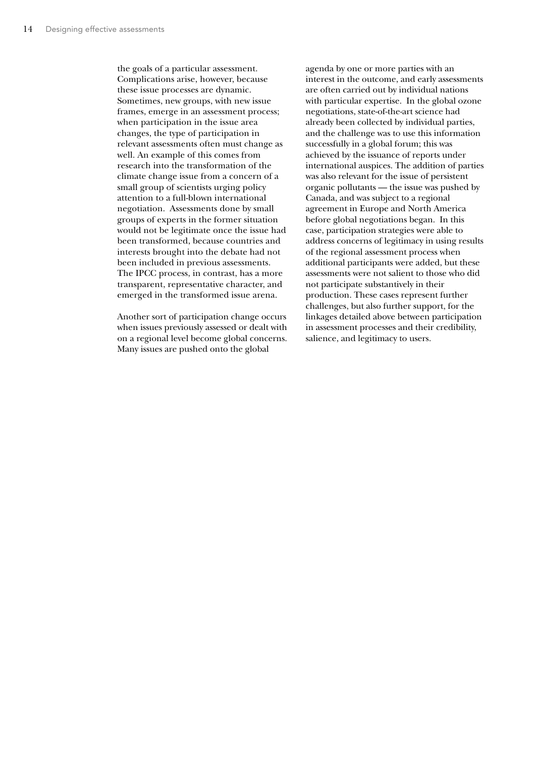the goals of a particular assessment. Complications arise, however, because these issue processes are dynamic. Sometimes, new groups, with new issue frames, emerge in an assessment process; when participation in the issue area changes, the type of participation in relevant assessments often must change as well. An example of this comes from research into the transformation of the climate change issue from a concern of a small group of scientists urging policy attention to a full-blown international negotiation. Assessments done by small groups of experts in the former situation would not be legitimate once the issue had been transformed, because countries and interests brought into the debate had not been included in previous assessments. The IPCC process, in contrast, has a more transparent, representative character, and emerged in the transformed issue arena.

Another sort of participation change occurs when issues previously assessed or dealt with on a regional level become global concerns. Many issues are pushed onto the global agenda by one or more parties with an interest in the outcome, and early assessments are often carried out by individual nations with particular expertise. In the global ozone negotiations, state-of-the-art science had already been collected by individual parties, and the challenge was to use this information successfully in a global forum; this was achieved by the issuance of reports under international auspices. The addition of parties was also relevant for the issue of persistent organic pollutants — the issue was pushed by Canada, and was subject to a regional agreement in Europe and North America before global negotiations began. In this case, participation strategies were able to address concerns of legitimacy in using results of the regional assessment process when additional participants were added, but these assessments were not salient to those who did not participate substantively in their production. These cases represent further challenges, but also further support, for the linkages detailed above between participation in assessment processes and their credibility, salience, and legitimacy to users.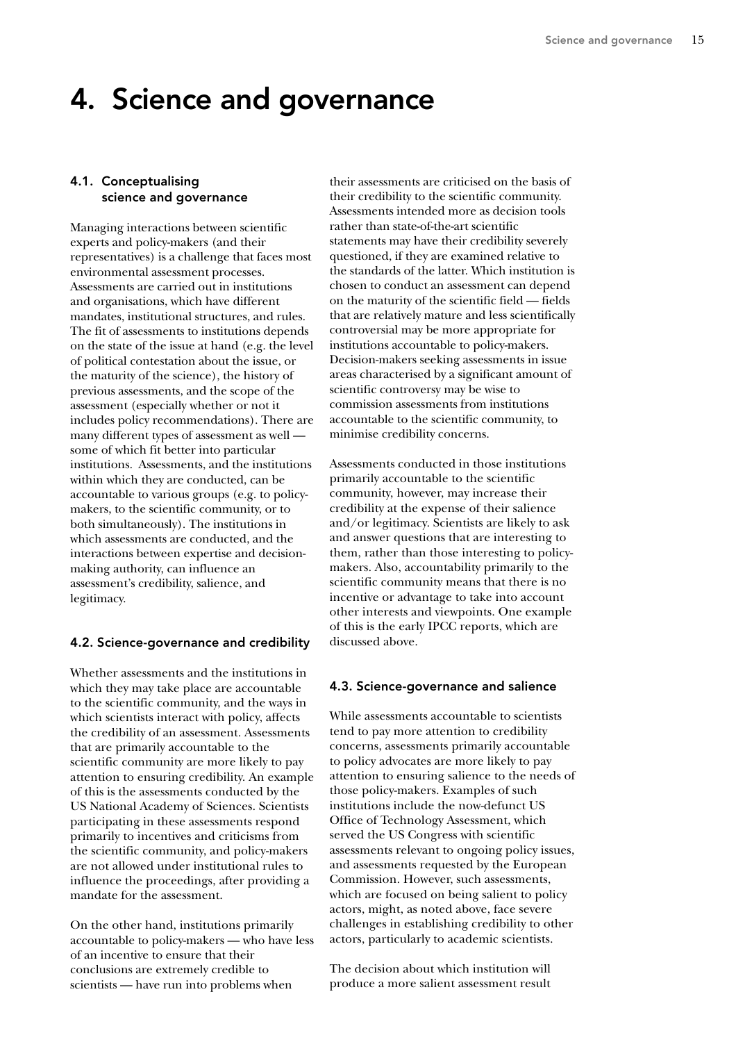# 4. Science and governance

## 4.1. Conceptualising science and governance

Managing interactions between scientific experts and policy-makers (and their representatives) is a challenge that faces most environmental assessment processes. Assessments are carried out in institutions and organisations, which have different mandates, institutional structures, and rules. The fit of assessments to institutions depends on the state of the issue at hand (e.g. the level of political contestation about the issue, or the maturity of the science), the history of previous assessments, and the scope of the assessment (especially whether or not it includes policy recommendations). There are many different types of assessment as well — some of which fit better into particular institutions. Assessments, and the institutions within which they are conducted, can be accountable to various groups (e.g. to policy-makers, to the scientific community, or to both simultaneously). The institutions in which assessments are conducted, and the interactions between expertise and decision-making authority, can influence an assessment's credibility, salience, and legitimacy.

## 4.2. Science-governance and credibility

Whether assessments and the institutions in which they may take place are accountable to the scientific community, and the ways in which scientists interact with policy, affects the credibility of an assessment. Assessments that are primarily accountable to the scientific community are more likely to pay attention to ensuring credibility. An example of this is the assessments conducted by the US National Academy of Sciences. Scientists participating in these assessments respond primarily to incentives and criticisms from the scientific community, and policy-makers are not allowed under institutional rules to influence the proceedings, after providing a mandate for the assessment.

On the other hand, institutions primarily accountable to policy-makers — who have less of an incentive to ensure that their conclusions are extremely credible to scientists — have run into problems when their assessments are criticised on the basis of their credibility to the scientific community. Assessments intended more as decision tools rather than state-of-the-art scientific statements may have their credibility severely questioned, if they are examined relative to the standards of the latter. Which institution is chosen to conduct an assessment can depend on the maturity of the scientific field — fields that are relatively mature and less scientifically controversial may be more appropriate for institutions accountable to policy-makers. Decision-makers seeking assessments in issue areas characterised by a significant amount of scientific controversy may be wise to commission assessments from institutions accountable to the scientific community, to minimise credibility concerns.

Assessments conducted in those institutions primarily accountable to the scientific community, however, may increase their credibility at the expense of their salience and/or legitimacy. Scientists are likely to ask and answer questions that are interesting to them, rather than those interesting to policy-makers. Also, accountability primarily to the scientific community means that there is no incentive or advantage to take into account other interests and viewpoints. One example of this is the early IPCC reports, which are discussed above.

## 4.3. Science-governance and salience

While assessments accountable to scientists tend to pay more attention to credibility concerns, assessments primarily accountable to policy advocates are more likely to pay attention to ensuring salience to the needs of those policy-makers. Examples of such institutions include the now-defunct US Office of Technology Assessment, which served the US Congress with scientific assessments relevant to ongoing policy issues, and assessments requested by the European Commission. However, such assessments, which are focused on being salient to policy actors, might, as noted above, face severe challenges in establishing credibility to other actors, particularly to academic scientists.

The decision about which institution will produce a more salient assessment result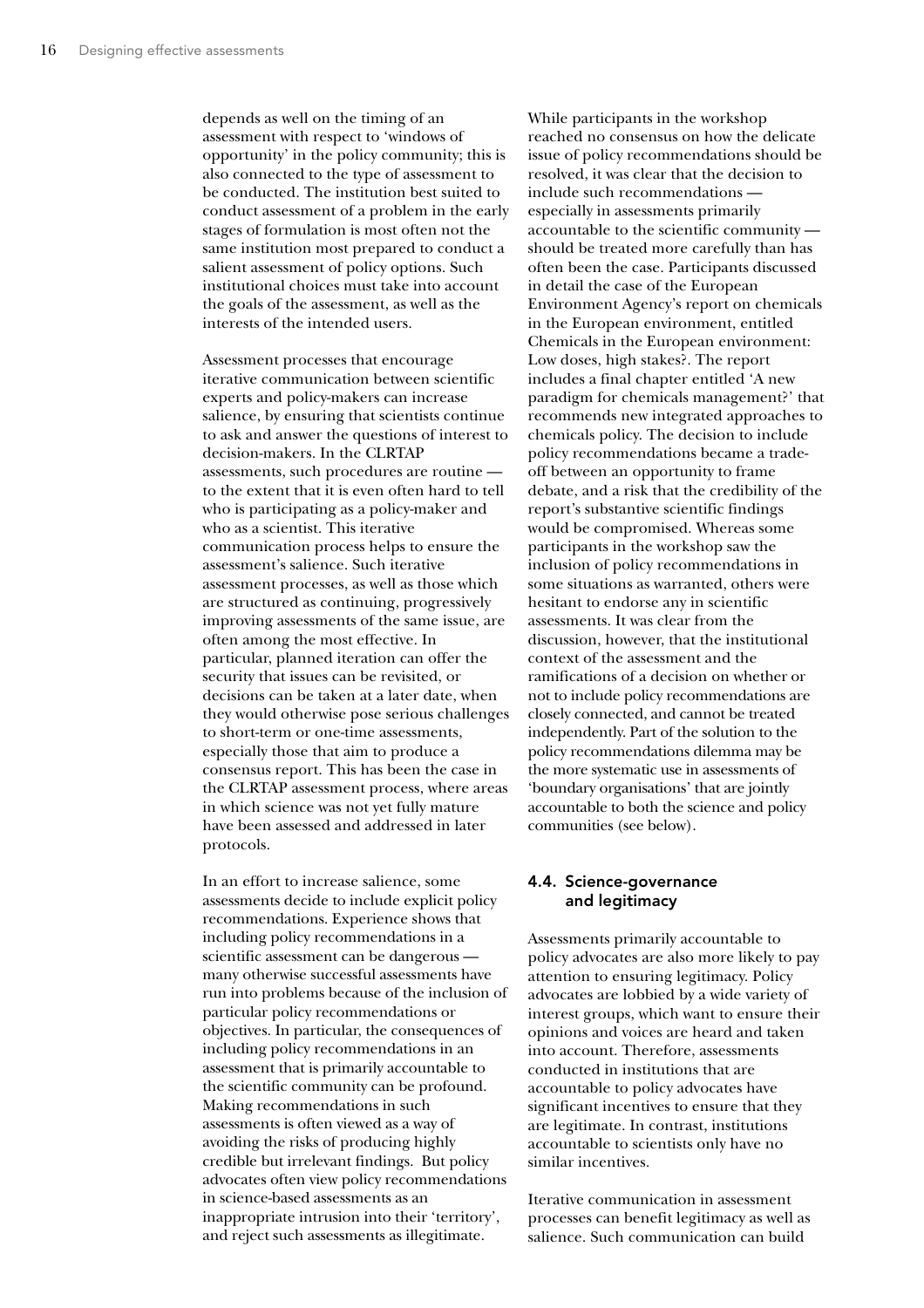depends as well on the timing of an assessment with respect to 'windows of opportunity' in the policy community; this is also connected to the type of assessment to be conducted. The institution best suited to conduct assessment of a problem in the early stages of formulation is most often not the same institution most prepared to conduct a salient assessment of policy options. Such institutional choices must take into account the goals of the assessment, as well as the interests of the intended users.

Assessment processes that encourage iterative communication between scientific experts and policy-makers can increase salience, by ensuring that scientists continue to ask and answer the questions of interest to decision-makers. In the CLRTAP assessments, such procedures are routine — to the extent that it is even often hard to tell who is participating as a policy-maker and who as a scientist. This iterative communication process helps to ensure the assessment's salience. Such iterative assessment processes, as well as those which are structured as continuing, progressively improving assessments of the same issue, are often among the most effective. In particular, planned iteration can offer the security that issues can be revisited, or decisions can be taken at a later date, when they would otherwise pose serious challenges to short-term or one-time assessments, especially those that aim to produce a consensus report. This has been the case in the CLRTAP assessment process, where areas in which science was not yet fully mature have been assessed and addressed in later protocols.

In an effort to increase salience, some assessments decide to include explicit policy recommendations. Experience shows that including policy recommendations in a scientific assessment can be dangerous — many otherwise successful assessments have run into problems because of the inclusion of particular policy recommendations or objectives. In particular, the consequences of including policy recommendations in an assessment that is primarily accountable to the scientific community can be profound. Making recommendations in such assessments is often viewed as a way of avoiding the risks of producing highly credible but irrelevant findings. But policy advocates often view policy recommendations in science-based assessments as an inappropriate intrusion into their 'territory', and reject such assessments as illegitimate.

While participants in the workshop reached no consensus on how the delicate issue of policy recommendations should be resolved, it was clear that the decision to include such recommendations — especially in assessments primarily accountable to the scientific community — should be treated more carefully than has often been the case. Participants discussed in detail the case of the European Environment Agency's report on chemicals in the European environment, entitled Chemicals in the European environment: Low doses, high stakes?. The report includes a final chapter entitled 'A new paradigm for chemicals management?' that recommends new integrated approaches to chemicals policy. The decision to include policy recommendations became a trade-off between an opportunity to frame debate, and a risk that the credibility of the report's substantive scientific findings would be compromised. Whereas some participants in the workshop saw the inclusion of policy recommendations in some situations as warranted, others were hesitant to endorse any in scientific assessments. It was clear from the discussion, however, that the institutional context of the assessment and the ramifications of a decision on whether or not to include policy recommendations are closely connected, and cannot be treated independently. Part of the solution to the policy recommendations dilemma may be the more systematic use in assessments of 'boundary organisations' that are jointly accountable to both the science and policy communities (see below).

### 4.4. Science-governance and legitimacy

Assessments primarily accountable to policy advocates are also more likely to pay attention to ensuring legitimacy. Policy advocates are lobbied by a wide variety of interest groups, which want to ensure their opinions and voices are heard and taken into account. Therefore, assessments conducted in institutions that are accountable to policy advocates have significant incentives to ensure that they are legitimate. In contrast, institutions accountable to scientists only have no similar incentives.

Iterative communication in assessment processes can benefit legitimacy as well as salience. Such communication can build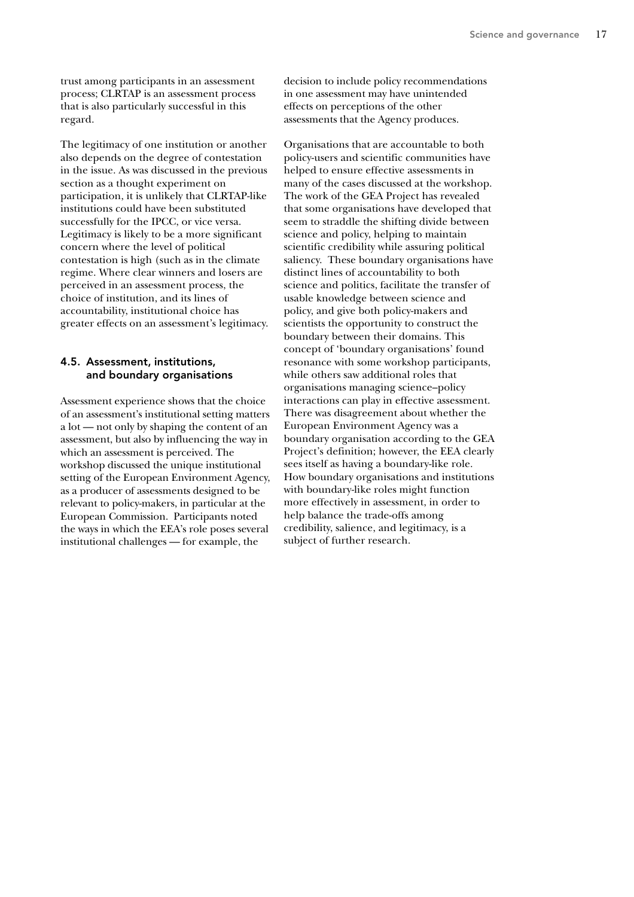trust among participants in an assessment process; CLRTAP is an assessment process that is also particularly successful in this regard.

The legitimacy of one institution or another also depends on the degree of contestation in the issue. As was discussed in the previous section as a thought experiment on participation, it is unlikely that CLRTAP-like institutions could have been substituted successfully for the IPCC, or vice versa. Legitimacy is likely to be a more significant concern where the level of political contestation is high (such as in the climate regime. Where clear winners and losers are perceived in an assessment process, the choice of institution, and its lines of accountability, institutional choice has greater effects on an assessment's legitimacy.

### 4.5. Assessment, institutions, and boundary organisations

Assessment experience shows that the choice of an assessment's institutional setting matters a lot — not only by shaping the content of an assessment, but also by influencing the way in which an assessment is perceived. The workshop discussed the unique institutional setting of the European Environment Agency, as a producer of assessments designed to be relevant to policy-makers, in particular at the European Commission. Participants noted the ways in which the EEA's role poses several institutional challenges — for example, the decision to include policy recommendations in one assessment may have unintended effects on perceptions of the other assessments that the Agency produces.

Organisations that are accountable to both policy-users and scientific communities have helped to ensure effective assessments in many of the cases discussed at the workshop. The work of the GEA Project has revealed that some organisations have developed that seem to straddle the shifting divide between science and policy, helping to maintain scientific credibility while assuring political saliency. These boundary organisations have distinct lines of accountability to both science and politics, facilitate the transfer of usable knowledge between science and policy, and give both policy-makers and scientists the opportunity to construct the boundary between their domains. This concept of 'boundary organisations' found resonance with some workshop participants, while others saw additional roles that organisations managing science–policy interactions can play in effective assessment. There was disagreement about whether the European Environment Agency was a boundary organisation according to the GEA Project's definition; however, the EEA clearly sees itself as having a boundary-like role. How boundary organisations and institutions with boundary-like roles might function more effectively in assessment, in order to help balance the trade-offs among credibility, salience, and legitimacy, is a subject of further research.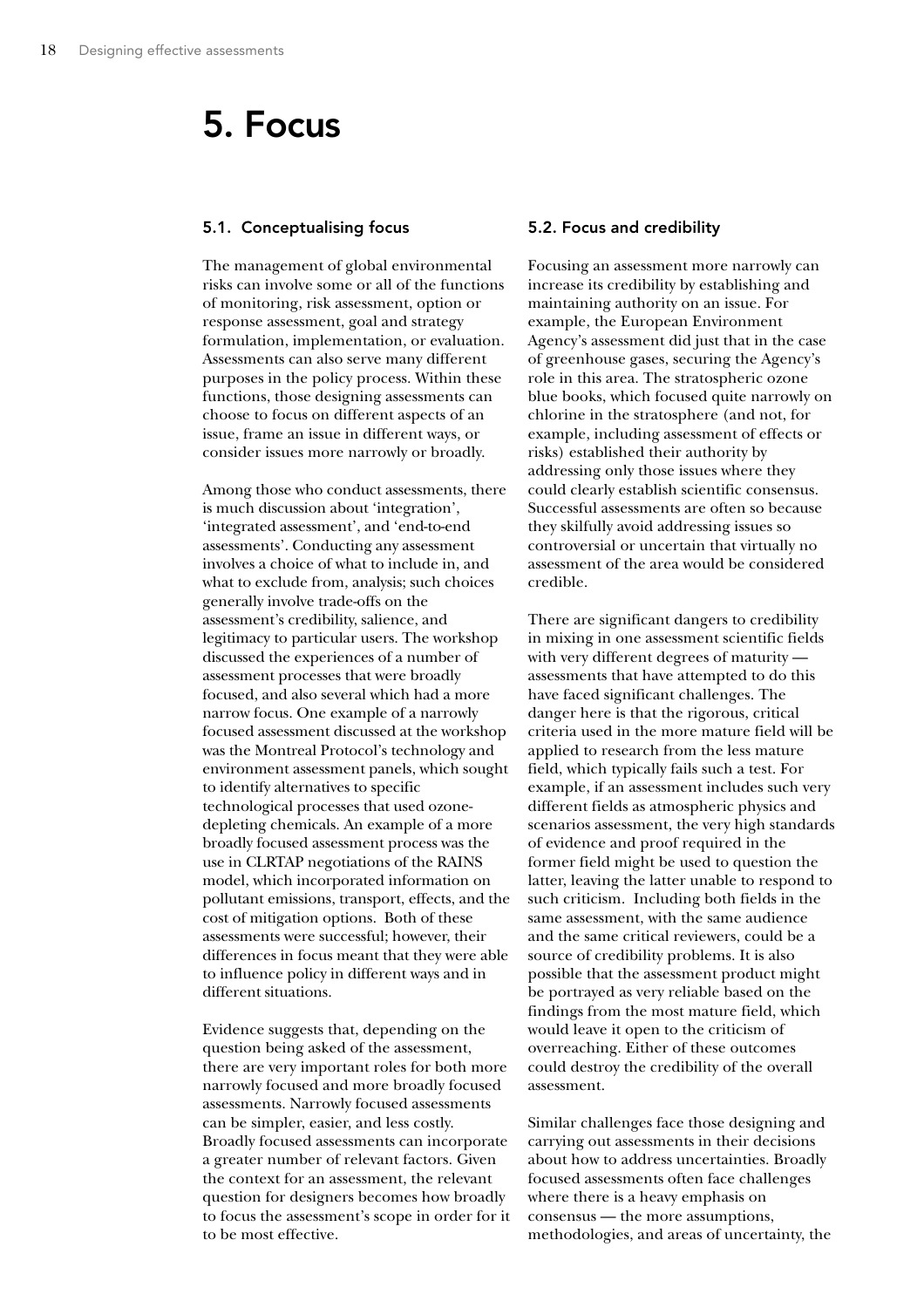# 5. Focus

## 5.1. Conceptualising focus

The management of global environmental risks can involve some or all of the functions of monitoring, risk assessment, option or response assessment, goal and strategy formulation, implementation, or evaluation. Assessments can also serve many different purposes in the policy process. Within these functions, those designing assessments can choose to focus on different aspects of an issue, frame an issue in different ways, or consider issues more narrowly or broadly.

Among those who conduct assessments, there is much discussion about 'integration', 'integrated assessment', and 'end-to-end assessments'. Conducting any assessment involves a choice of what to include in, and what to exclude from, analysis; such choices generally involve trade-offs on the assessment's credibility, salience, and legitimacy to particular users. The workshop discussed the experiences of a number of assessment processes that were broadly focused, and also several which had a more narrow focus. One example of a narrowly focused assessment discussed at the workshop was the Montreal Protocol's technology and environment assessment panels, which sought to identify alternatives to specific technological processes that used ozone-depleting chemicals. An example of a more broadly focused assessment process was the use in CLRTAP negotiations of the RAINS model, which incorporated information on pollutant emissions, transport, effects, and the cost of mitigation options. Both of these assessments were successful; however, their differences in focus meant that they were able to influence policy in different ways and in different situations.

Evidence suggests that, depending on the question being asked of the assessment, there are very important roles for both more narrowly focused and more broadly focused assessments. Narrowly focused assessments can be simpler, easier, and less costly. Broadly focused assessments can incorporate a greater number of relevant factors. Given the context for an assessment, the relevant question for designers becomes how broadly to focus the assessment's scope in order for it to be most effective.

## 5.2. Focus and credibility

Focusing an assessment more narrowly can increase its credibility by establishing and maintaining authority on an issue. For example, the European Environment Agency's assessment did just that in the case of greenhouse gases, securing the Agency's role in this area. The stratospheric ozone blue books, which focused quite narrowly on chlorine in the stratosphere (and not, for example, including assessment of effects or risks) established their authority by addressing only those issues where they could clearly establish scientific consensus. Successful assessments are often so because they skilfully avoid addressing issues so controversial or uncertain that virtually no assessment of the area would be considered credible.

There are significant dangers to credibility in mixing in one assessment scientific fields with very different degrees of maturity — assessments that have attempted to do this have faced significant challenges. The danger here is that the rigorous, critical criteria used in the more mature field will be applied to research from the less mature field, which typically fails such a test. For example, if an assessment includes such very different fields as atmospheric physics and scenarios assessment, the very high standards of evidence and proof required in the former field might be used to question the latter, leaving the latter unable to respond to such criticism. Including both fields in the same assessment, with the same audience and the same critical reviewers, could be a source of credibility problems. It is also possible that the assessment product might be portrayed as very reliable based on the findings from the most mature field, which would leave it open to the criticism of overreaching. Either of these outcomes could destroy the credibility of the overall assessment.

Similar challenges face those designing and carrying out assessments in their decisions about how to address uncertainties. Broadly focused assessments often face challenges where there is a heavy emphasis on consensus — the more assumptions, methodologies, and areas of uncertainty, the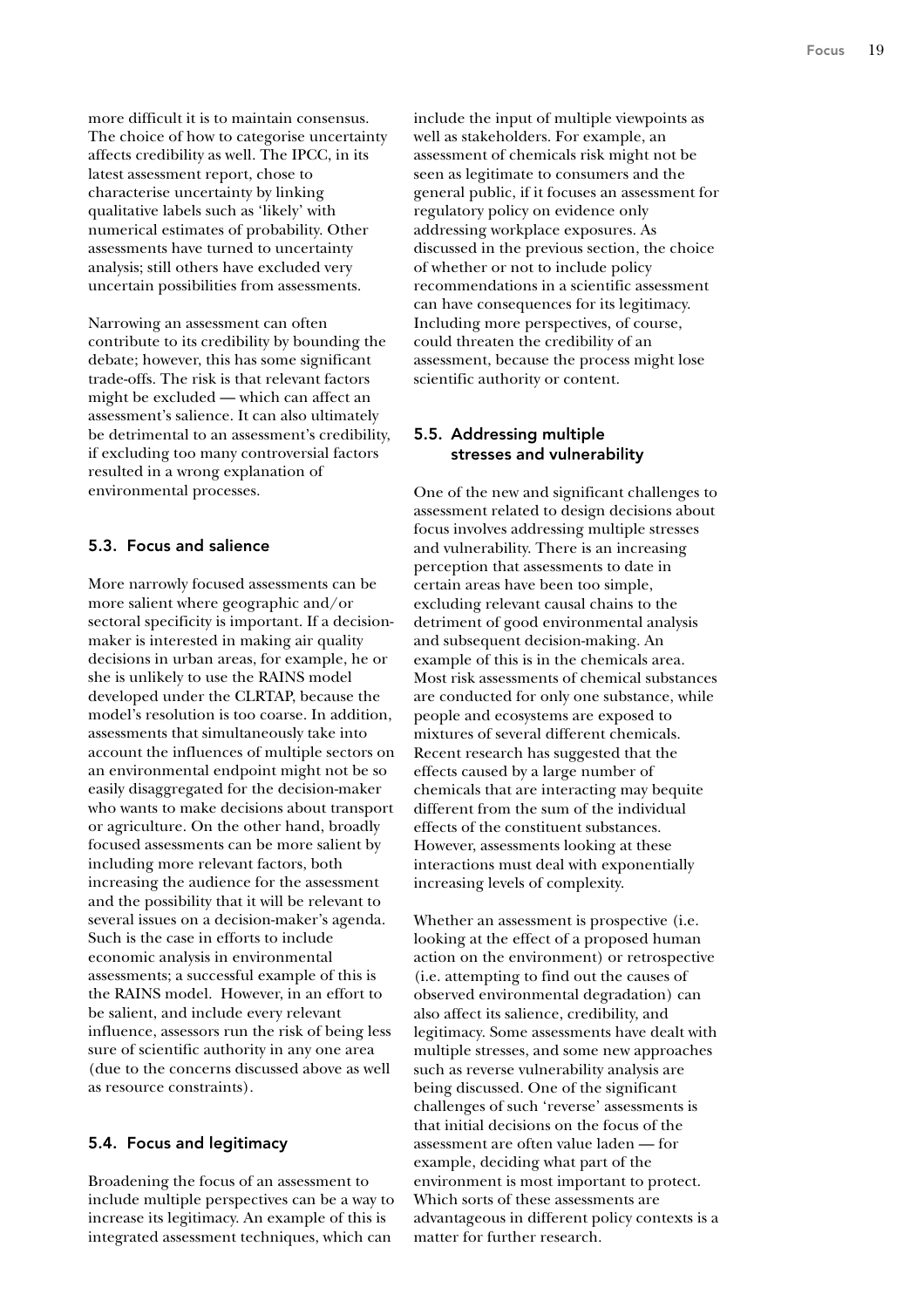more difficult it is to maintain consensus. The choice of how to categorise uncertainty affects credibility as well. The IPCC, in its latest assessment report, chose to characterise uncertainty by linking qualitative labels such as 'likely' with numerical estimates of probability. Other assessments have turned to uncertainty analysis; still others have excluded very uncertain possibilities from assessments.

Narrowing an assessment can often contribute to its credibility by bounding the debate; however, this has some significant trade-offs. The risk is that relevant factors might be excluded — which can affect an assessment's salience. It can also ultimately be detrimental to an assessment's credibility, if excluding too many controversial factors resulted in a wrong explanation of environmental processes.

### 5.3. Focus and salience

More narrowly focused assessments can be more salient where geographic and/or sectoral specificity is important. If a decision-maker is interested in making air quality decisions in urban areas, for example, he or she is unlikely to use the RAINS model developed under the CLRTAP, because the model's resolution is too coarse. In addition, assessments that simultaneously take into account the influences of multiple sectors on an environmental endpoint might not be so easily disaggregated for the decision-maker who wants to make decisions about transport or agriculture. On the other hand, broadly focused assessments can be more salient by including more relevant factors, both increasing the audience for the assessment and the possibility that it will be relevant to several issues on a decision-maker's agenda. Such is the case in efforts to include economic analysis in environmental assessments; a successful example of this is the RAINS model. However, in an effort to be salient, and include every relevant influence, assessors run the risk of being less sure of scientific authority in any one area (due to the concerns discussed above as well as resource constraints).

### 5.4. Focus and legitimacy

Broadening the focus of an assessment to include multiple perspectives can be a way to increase its legitimacy. An example of this is integrated assessment techniques, which can include the input of multiple viewpoints as well as stakeholders. For example, an assessment of chemicals risk might not be seen as legitimate to consumers and the general public, if it focuses an assessment for regulatory policy on evidence only addressing workplace exposures. As discussed in the previous section, the choice of whether or not to include policy recommendations in a scientific assessment can have consequences for its legitimacy. Including more perspectives, of course, could threaten the credibility of an assessment, because the process might lose scientific authority or content.

### 5.5. Addressing multiple stresses and vulnerability

One of the new and significant challenges to assessment related to design decisions about focus involves addressing multiple stresses and vulnerability. There is an increasing perception that assessments to date in certain areas have been too simple, excluding relevant causal chains to the detriment of good environmental analysis and subsequent decision-making. An example of this is in the chemicals area. Most risk assessments of chemical substances are conducted for only one substance, while people and ecosystems are exposed to mixtures of several different chemicals. Recent research has suggested that the effects caused by a large number of chemicals that are interacting may bequite different from the sum of the individual effects of the constituent substances. However, assessments looking at these interactions must deal with exponentially increasing levels of complexity.

Whether an assessment is prospective (i.e. looking at the effect of a proposed human action on the environment) or retrospective (i.e. attempting to find out the causes of observed environmental degradation) can also affect its salience, credibility, and legitimacy. Some assessments have dealt with multiple stresses, and some new approaches such as reverse vulnerability analysis are being discussed. One of the significant challenges of such 'reverse' assessments is that initial decisions on the focus of the assessment are often value laden — for example, deciding what part of the environment is most important to protect. Which sorts of these assessments are advantageous in different policy contexts is a matter for further research.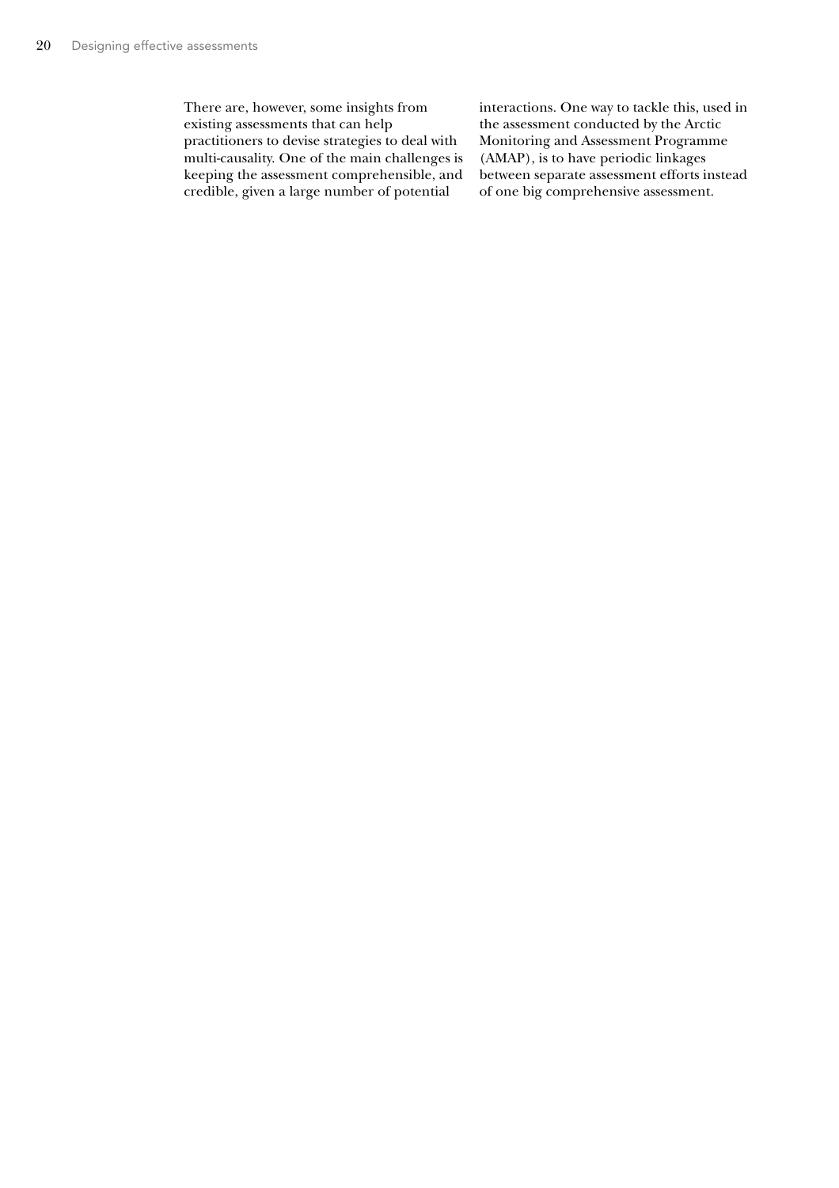There are, however, some insights from existing assessments that can help practitioners to devise strategies to deal with multi-causality. One of the main challenges is keeping the assessment comprehensible, and credible, given a large number of potential interactions. One way to tackle this, used in the assessment conducted by the Arctic Monitoring and Assessment Programme (AMAP), is to have periodic linkages between separate assessment efforts instead of one big comprehensive assessment.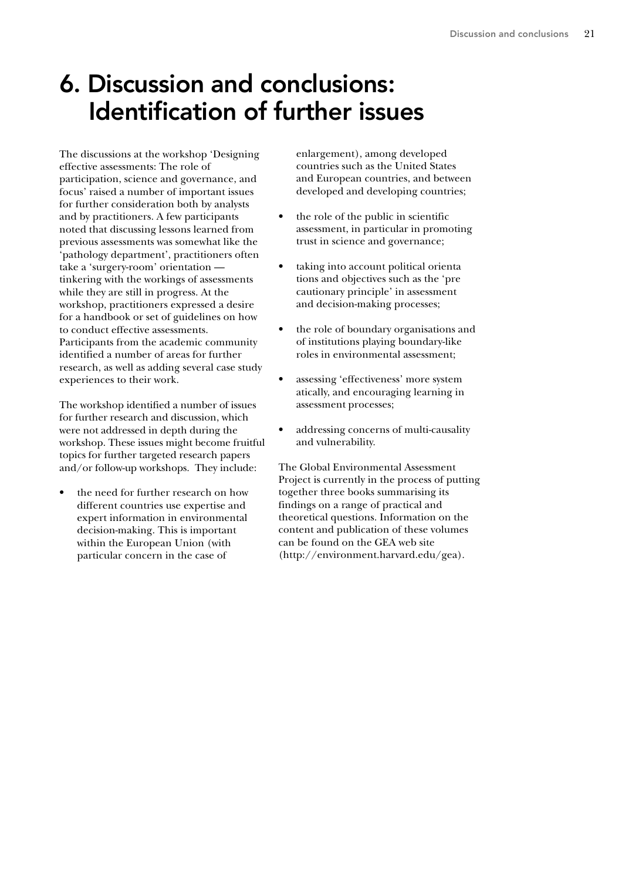# 6. Discussion and conclusions: Identification of further issues

The discussions at the workshop 'Designing effective assessments: The role of participation, science and governance, and focus' raised a number of important issues for further consideration both by analysts and by practitioners. A few participants noted that discussing lessons learned from previous assessments was somewhat like the 'pathology department', practitioners often take a 'surgery-room' orientation — tinkering with the workings of assessments while they are still in progress. At the workshop, practitioners expressed a desire for a handbook or set of guidelines on how to conduct effective assessments. Participants from the academic community identified a number of areas for further research, as well as adding several case study experiences to their work.

The workshop identified a number of issues for further research and discussion, which were not addressed in depth during the workshop. These issues might become fruitful topics for further targeted research papers and/or follow-up workshops. They include:

- the need for further research on how different countries use expertise and expert information in environmental decision-making. This is important within the European Union (with particular concern in the case of enlargement), among developed countries such as the United States and European countries, and between developed and developing countries;
- the role of the public in scientific assessment, in particular in promoting trust in science and governance;
- taking into account political orientations and objectives such as the 'precautionary principle' in assessment and decision-making processes;
- the role of boundary organisations and of institutions playing boundary-like roles in environmental assessment;
- assessing 'effectiveness' more systematically, and encouraging learning in assessment processes;
- addressing concerns of multi-causality and vulnerability.

The Global Environmental Assessment Project is currently in the process of putting together three books summarising its findings on a range of practical and theoretical questions. Information on the content and publication of these volumes can be found on the GEA web site (http://environment.harvard.edu/gea).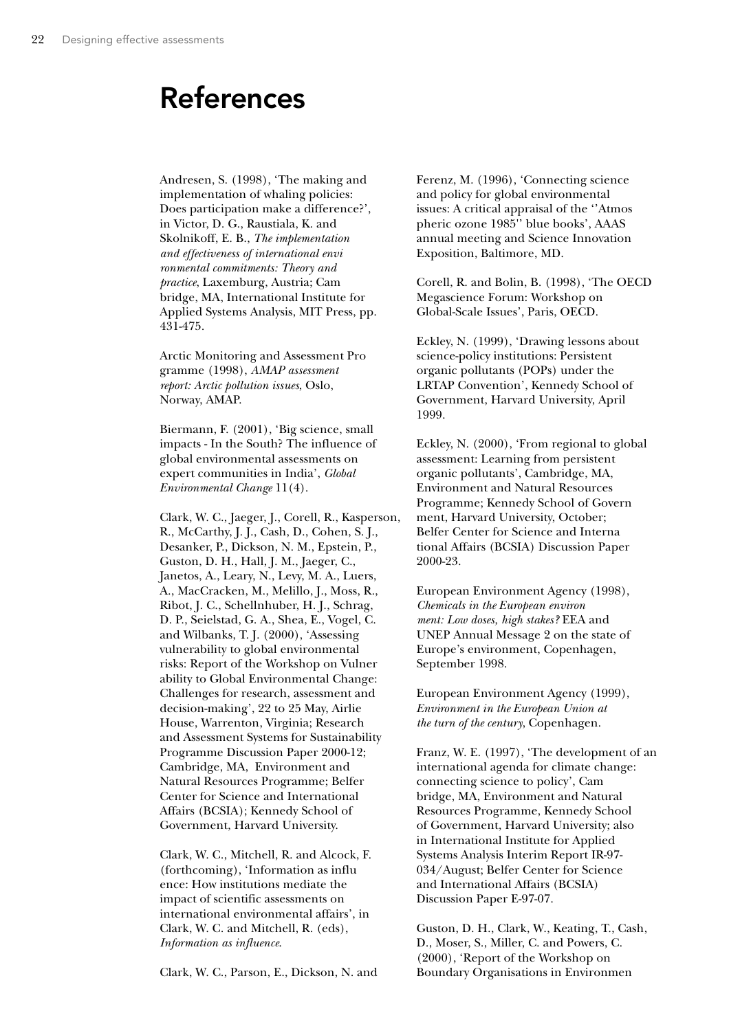# References

Andresen, S. (1998), 'The making and implementation of whaling policies: Does participation make a difference?', in Victor, D. G., Raustiala, K. and Skolnikoff, E. B., *The implementation and effectiveness of international environmental commitments: Theory and practice*, Laxemburg, Austria; Cambridge, MA, International Institute for Applied Systems Analysis, MIT Press, pp. 431-475.

Arctic Monitoring and Assessment Programme (1998), *AMAP assessment report: Arctic pollution issues*, Oslo, Norway, AMAP.

Biermann, F. (2001), 'Big science, small impacts - In the South? The influence of global environmental assessments on expert communities in India', *Global Environmental Change* 11(4).

Clark, W. C., Jaeger, J., Corell, R., Kasperson, R., McCarthy, J. J., Cash, D., Cohen, S. J., Desanker, P., Dickson, N. M., Epstein, P., Guston, D. H., Hall, J. M., Jaeger, C., Janetos, A., Leary, N., Levy, M. A., Luers, A., MacCracken, M., Melillo, J., Moss, R., Ribot, J. C., Schellnhuber, H. J., Schrag, D. P., Seielstad, G. A., Shea, E., Vogel, C. and Wilbanks, T. J. (2000), 'Assessing vulnerability to global environmental risks: Report of the Workshop on Vulnerability to Global Environmental Change: Challenges for research, assessment and decision-making', 22 to 25 May, Airlie House, Warrenton, Virginia; Research and Assessment Systems for Sustainability Programme Discussion Paper 2000-12; Cambridge, MA, Environment and Natural Resources Programme; Belfer Center for Science and International Affairs (BCSIA); Kennedy School of Government, Harvard University.

Clark, W. C., Mitchell, R. and Alcock, F. (forthcoming), 'Information as influence: How institutions mediate the impact of scientific assessments on international environmental affairs', in Clark, W. C. and Mitchell, R. (eds), *Information as influence*.

Clark, W. C., Parson, E., Dickson, N. and Ferenz, M. (1996), 'Connecting science and policy for global environmental issues: A critical appraisal of the ''Atmospheric ozone 1985'' blue books', AAAS annual meeting and Science Innovation Exposition, Baltimore, MD.

Corell, R. and Bolin, B. (1998), 'The OECD Megascience Forum: Workshop on Global-Scale Issues', Paris, OECD.

Eckley, N. (1999), 'Drawing lessons about science-policy institutions: Persistent organic pollutants (POPs) under the LRTAP Convention', Kennedy School of Government, Harvard University, April 1999.

Eckley, N. (2000), 'From regional to global assessment: Learning from persistent organic pollutants', Cambridge, MA, Environment and Natural Resources Programme; Kennedy School of Government, Harvard University, October; Belfer Center for Science and International Affairs (BCSIA) Discussion Paper 2000-23.

European Environment Agency (1998), *Chemicals in the European environment: Low doses, high stakes?* EEA and UNEP Annual Message 2 on the state of Europe's environment, Copenhagen, September 1998.

European Environment Agency (1999), *Environment in the European Union at the turn of the century*, Copenhagen.

Franz, W. E. (1997), 'The development of an international agenda for climate change: connecting science to policy', Cambridge, MA, Environment and Natural Resources Programme, Kennedy School of Government, Harvard University; also in International Institute for Applied Systems Analysis Interim Report IR-97-034/August; Belfer Center for Science and International Affairs (BCSIA) Discussion Paper E-97-07.

Guston, D. H., Clark, W., Keating, T., Cash, D., Moser, S., Miller, C. and Powers, C. (2000), 'Report of the Workshop on Boundary Organisations in Environmen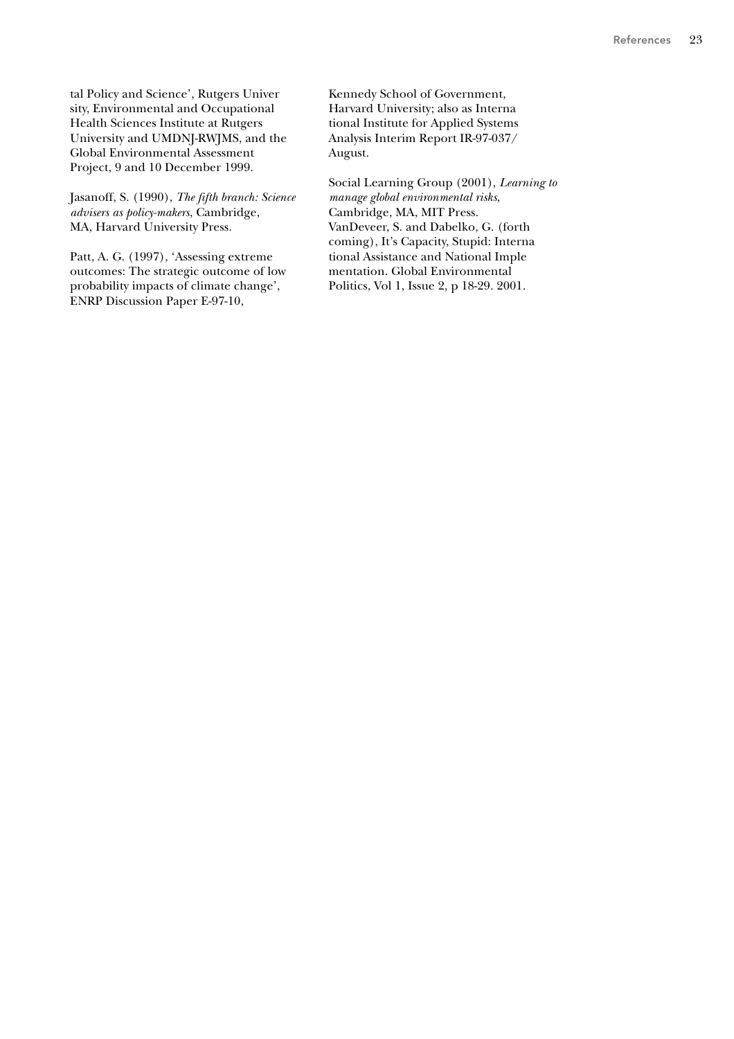tal Policy and Science', Rutgers University, Environmental and Occupational Health Sciences Institute at Rutgers University and UMDNJ-RWJMS, and the Global Environmental Assessment Project, 9 and 10 December 1999.

Jasanoff, S. (1990), *The fifth branch: Science advisers as policy-makers*, Cambridge, MA, Harvard University Press.

Patt, A. G. (1997), 'Assessing extreme outcomes: The strategic outcome of low probability impacts of climate change', ENRP Discussion Paper E-97-10, Kennedy School of Government, Harvard University; also as International Institute for Applied Systems Analysis Interim Report IR-97-037/ August.

Social Learning Group (2001), *Learning to manage global environmental risks*, Cambridge, MA, MIT Press.
VanDeveer, S. and Dabelko, G. (forthcoming), It's Capacity, Stupid: International Assistance and National Implementation. Global Environmental Politics, Vol 1, Issue 2, p 18-29. 2001.